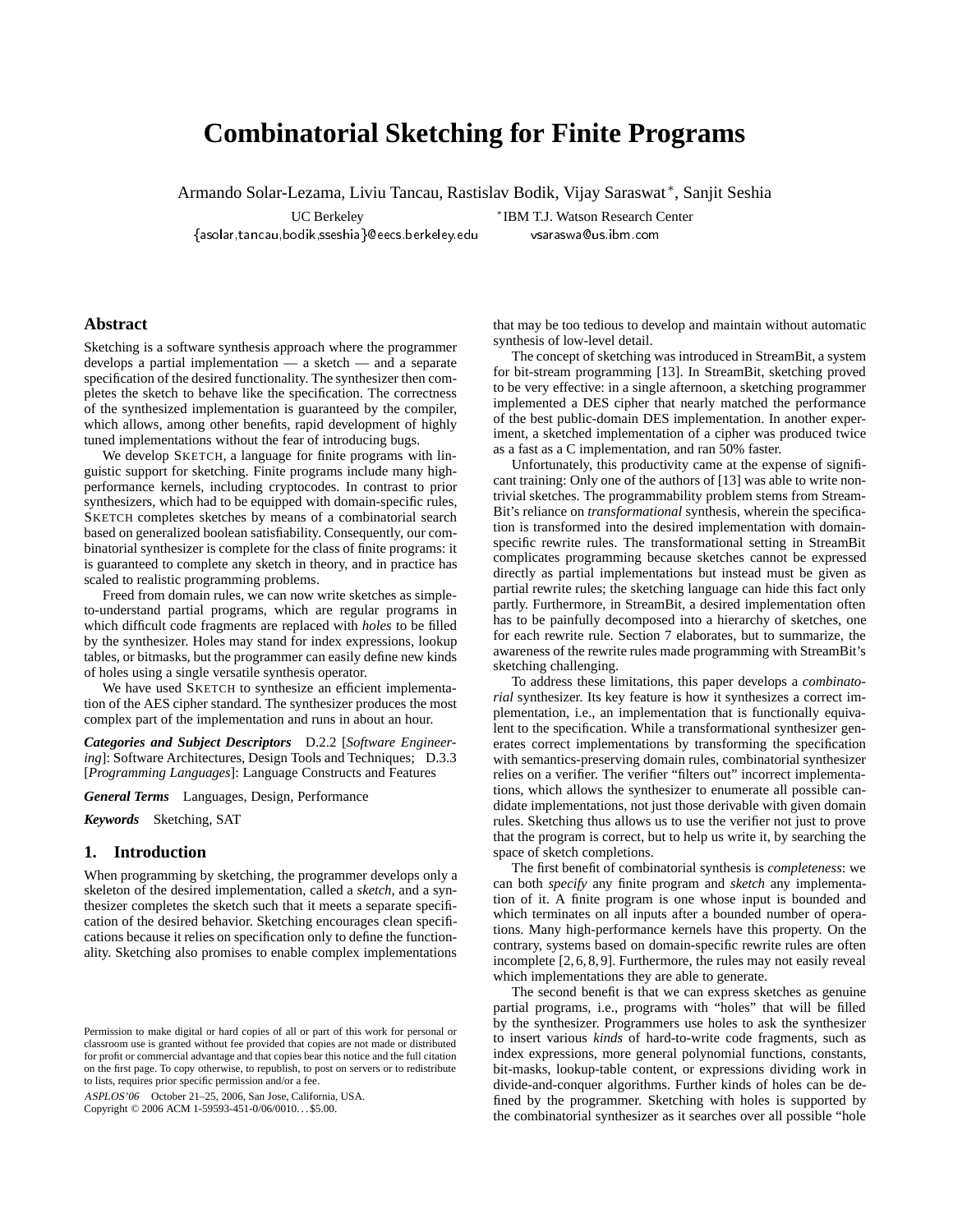# Combinatorial Sketching for Finite Programs

Armando Solar-Lezama, Liviu Tancau, Rastislav Bodik, Vijay Saraswat*, Sanjit Seshia

UC Berkeley
{asolar,tancau,bodik,sseshia}@eecs.berkeley.edu

*IBM T.J. Watson Research Center
vsaraswa@us.ibm.com

## Abstract

Sketching is a software synthesis approach where the programmer develops a partial implementation — a sketch — and a separate specification of the desired functionality. The synthesizer then completes the sketch to behave like the specification. The correctness of the synthesized implementation is guaranteed by the compiler, which allows, among other benefits, rapid development of highly tuned implementations without the fear of introducing bugs.

We develop SKETCH, a language for finite programs with linguistic support for sketching. Finite programs include many high-performance kernels, including cryptocodes. In contrast to prior synthesizers, which had to be equipped with domain-specific rules, SKETCH completes sketches by means of a combinatorial search based on generalized boolean satisfiability. Consequently, our combinatorial synthesizer is complete for the class of finite programs: it is guaranteed to complete any sketch in theory, and in practice has scaled to realistic programming problems.

Freed from domain rules, we can now write sketches as simple-to-understand partial programs, which are regular programs in which difficult code fragments are replaced with *holes* to be filled by the synthesizer. Holes may stand for index expressions, lookup tables, or bitmasks, but the programmer can easily define new kinds of holes using a single versatile synthesis operator.

We have used SKETCH to synthesize an efficient implementation of the AES cipher standard. The synthesizer produces the most complex part of the implementation and runs in about an hour.

***Categories and Subject Descriptors*** D.2.2 [*Software Engineering*]: Software Architectures, Design Tools and Techniques; D.3.3 [*Programming Languages*]: Language Constructs and Features

***General Terms*** Languages, Design, Performance

***Keywords*** Sketching, SAT

## 1. Introduction

When programming by sketching, the programmer develops only a skeleton of the desired implementation, called a *sketch*, and a synthesizer completes the sketch such that it meets a separate specification of the desired behavior. Sketching encourages clean specifications because it relies on specification only to define the functionality. Sketching also promises to enable complex implementations that may be too tedious to develop and maintain without automatic synthesis of low-level detail.

The concept of sketching was introduced in StreamBit, a system for bit-stream programming [13]. In StreamBit, sketching proved to be very effective: in a single afternoon, a sketching programmer implemented a DES cipher that nearly matched the performance of the best public-domain DES implementation. In another experiment, a sketched implementation of a cipher was produced twice as a fast as a C implementation, and ran 50% faster.

Unfortunately, this productivity came at the expense of significant training: Only one of the authors of [13] was able to write non-trivial sketches. The programmability problem stems from StreamBit's reliance on *transformational* synthesis, wherein the specification is transformed into the desired implementation with domain-specific rewrite rules. The transformational setting in StreamBit complicates programming because sketches cannot be expressed directly as partial implementations but instead must be given as partial rewrite rules; the sketching language can hide this fact only partly. Furthermore, in StreamBit, a desired implementation often has to be painfully decomposed into a hierarchy of sketches, one for each rewrite rule. Section 7 elaborates, but to summarize, the awareness of the rewrite rules made programming with StreamBit's sketching challenging.

To address these limitations, this paper develops a *combinatorial* synthesizer. Its key feature is how it synthesizes a correct implementation, i.e., an implementation that is functionally equivalent to the specification. While a transformational synthesizer generates correct implementations by transforming the specification with semantics-preserving domain rules, combinatorial synthesizer relies on a verifier. The verifier "filters out" incorrect implementations, which allows the synthesizer to enumerate all possible candidate implementations, not just those derivable with given domain rules. Sketching thus allows us to use the verifier not just to prove that the program is correct, but to help us write it, by searching the space of sketch completions.

The first benefit of combinatorial synthesis is *completeness*: we can both *specify* any finite program and *sketch* any implementation of it. A finite program is one whose input is bounded and which terminates on all inputs after a bounded number of operations. Many high-performance kernels have this property. On the contrary, systems based on domain-specific rewrite rules are often incomplete [2, 6, 8, 9]. Furthermore, the rules may not easily reveal which implementations they are able to generate.

The second benefit is that we can express sketches as genuine partial programs, i.e., programs with "holes" that will be filled by the synthesizer. Programmers use holes to ask the synthesizer to insert various *kinds* of hard-to-write code fragments, such as index expressions, more general polynomial functions, constants, bit-masks, lookup-table content, or expressions dividing work in divide-and-conquer algorithms. Further kinds of holes can be defined by the programmer. Sketching with holes is supported by the combinatorial synthesizer as it searches over all possible "hole

Permission to make digital or hard copies of all or part of this work for personal or classroom use is granted without fee provided that copies are not made or distributed for profit or commercial advantage and that copies bear this notice and the full citation on the first page. To copy otherwise, to republish, to post on servers or to redistribute to lists, requires prior specific permission and/or a fee.

*ASPLOS'06* October 21–25, 2006, San Jose, California, USA.
Copyright © 2006 ACM 1-59593-451-0/06/0010... $5.00.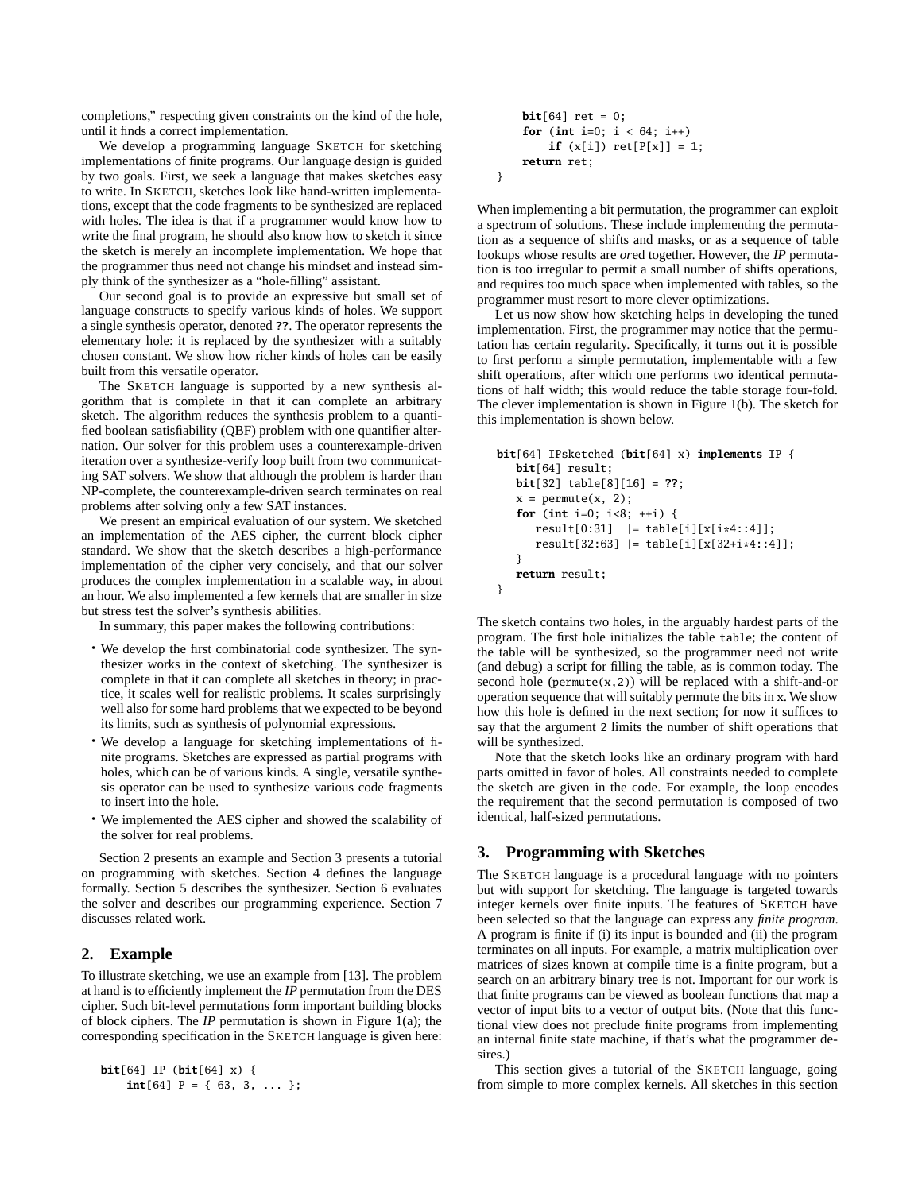completions," respecting given constraints on the kind of the hole, until it finds a correct implementation.

We develop a programming language SKETCH for sketching implementations of finite programs. Our language design is guided by two goals. First, we seek a language that makes sketches easy to write. In SKETCH, sketches look like hand-written implementations, except that the code fragments to be synthesized are replaced with holes. The idea is that if a programmer would know how to write the final program, he should also know how to sketch it since the sketch is merely an incomplete implementation. We hope that the programmer thus need not change his mindset and instead simply think of the synthesizer as a "hole-filling" assistant.

Our second goal is to provide an expressive but small set of language constructs to specify various kinds of holes. We support a single synthesis operator, denoted **??**. The operator represents the elementary hole: it is replaced by the synthesizer with a suitably chosen constant. We show how richer kinds of holes can be easily built from this versatile operator.

The SKETCH language is supported by a new synthesis algorithm that is complete in that it can complete an arbitrary sketch. The algorithm reduces the synthesis problem to a quantified boolean satisfiability (QBF) problem with one quantifier alternation. Our solver for this problem uses a counterexample-driven iteration over a synthesize-verify loop built from two communicating SAT solvers. We show that although the problem is harder than NP-complete, the counterexample-driven search terminates on real problems after solving only a few SAT instances.

We present an empirical evaluation of our system. We sketched an implementation of the AES cipher, the current block cipher standard. We show that the sketch describes a high-performance implementation of the cipher very concisely, and that our solver produces the complex implementation in a scalable way, in about an hour. We also implemented a few kernels that are smaller in size but stress test the solver's synthesis abilities.

In summary, this paper makes the following contributions:

- We develop the first combinatorial code synthesizer. The synthesizer works in the context of sketching. The synthesizer is complete in that it can complete all sketches in theory; in practice, it scales well for realistic problems. It scales surprisingly well also for some hard problems that we expected to be beyond its limits, such as synthesis of polynomial expressions.
- We develop a language for sketching implementations of finite programs. Sketches are expressed as partial programs with holes, which can be of various kinds. A single, versatile synthesis operator can be used to synthesize various code fragments to insert into the hole.
- We implemented the AES cipher and showed the scalability of the solver for real problems.

Section 2 presents an example and Section 3 presents a tutorial on programming with sketches. Section 4 defines the language formally. Section 5 describes the synthesizer. Section 6 evaluates the solver and describes our programming experience. Section 7 discusses related work.

## 2. Example

To illustrate sketching, we use an example from [13]. The problem at hand is to efficiently implement the *IP* permutation from the DES cipher. Such bit-level permutations form important building blocks of block ciphers. The *IP* permutation is shown in Figure 1(a); the corresponding specification in the SKETCH language is given here:

```
bit[64] IP (bit[64] x) {
    int[64] P = { 63, 3, ... };
    bit[64] ret = 0;
    for (int i=0; i < 64; i++)
        if (x[i]) ret[P[x]] = 1;
    return ret;
}
```

When implementing a bit permutation, the programmer can exploit a spectrum of solutions. These include implementing the permutation as a sequence of shifts and masks, or as a sequence of table lookups whose results are *or*ed together. However, the *IP* permutation is too irregular to permit a small number of shifts operations, and requires too much space when implemented with tables, so the programmer must resort to more clever optimizations.

Let us now show how sketching helps in developing the tuned implementation. First, the programmer may notice that the permutation has certain regularity. Specifically, it turns out it is possible to first perform a simple permutation, implementable with a few shift operations, after which one performs two identical permutations of half width; this would reduce the table storage four-fold. The clever implementation is shown in Figure 1(b). The sketch for this implementation is shown below.

```
bit[64] IPsketched (bit[64] x) implements IP {
   bit[64] result;
   bit[32] table[8][16] = ??;
   x = permute(x, 2);
   for (int i=0; i<8; ++i) {
      result[0:31]  |= table[i][x[i*4::4]];
      result[32:63] |= table[i][x[32+i*4::4]];
   }
   return result;
}
```

The sketch contains two holes, in the arguably hardest parts of the program. The first hole initializes the table `table`; the content of the table will be synthesized, so the programmer need not write (and debug) a script for filling the table, as is common today. The second hole (`permute(x,2)`) will be replaced with a shift-and-or operation sequence that will suitably permute the bits in x. We show how this hole is defined in the next section; for now it suffices to say that the argument 2 limits the number of shift operations that will be synthesized.

Note that the sketch looks like an ordinary program with hard parts omitted in favor of holes. All constraints needed to complete the sketch are given in the code. For example, the loop encodes the requirement that the second permutation is composed of two identical, half-sized permutations.

## 3. Programming with Sketches

The SKETCH language is a procedural language with no pointers but with support for sketching. The language is targeted towards integer kernels over finite inputs. The features of SKETCH have been selected so that the language can express any *finite program*. A program is finite if (i) its input is bounded and (ii) the program terminates on all inputs. For example, a matrix multiplication over matrices of sizes known at compile time is a finite program, but a search on an arbitrary binary tree is not. Important for our work is that finite programs can be viewed as boolean functions that map a vector of input bits to a vector of output bits. (Note that this functional view does not preclude finite programs from implementing an internal finite state machine, if that's what the programmer desires.)

This section gives a tutorial of the SKETCH language, going from simple to more complex kernels. All sketches in this section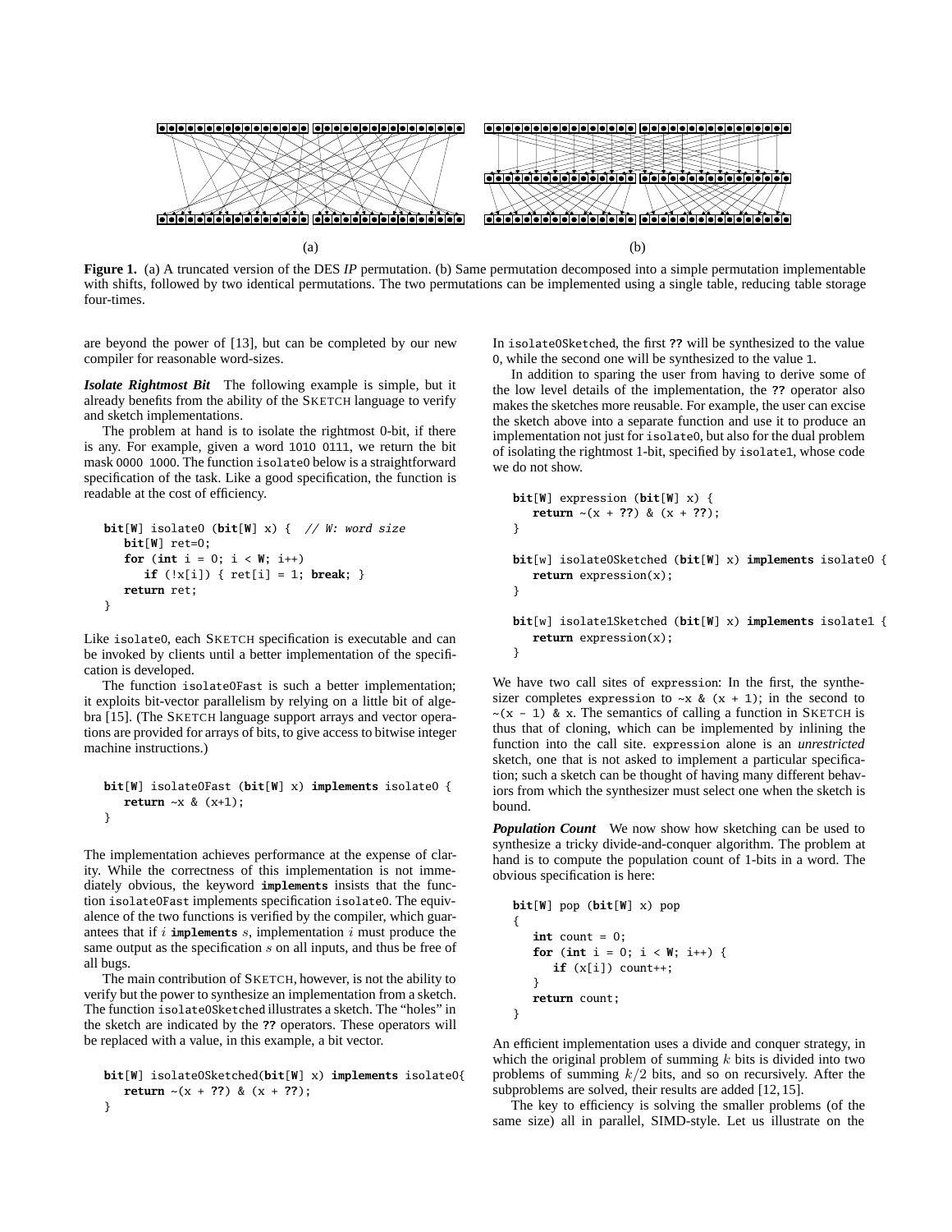(a) (b)

**Figure 1.** (a) A truncated version of the DES *IP* permutation. (b) Same permutation decomposed into a simple permutation implementable with shifts, followed by two identical permutations. The two permutations can be implemented using a single table, reducing table storage four-times.

are beyond the power of [13], but can be completed by our new compiler for reasonable word-sizes.

***Isolate Rightmost Bit*** The following example is simple, but it already benefits from the ability of the SKETCH language to verify and sketch implementations.

The problem at hand is to isolate the rightmost 0-bit, if there is any. For example, given a word 1010 0111, we return the bit mask 0000 1000. The function isolate0 below is a straightforward specification of the task. Like a good specification, the function is readable at the cost of efficiency.

```
bit[W] isolate0 (bit[W] x) {  // W: word size
   bit[W] ret=0;
   for (int i = 0; i < W; i++)
      if (!x[i]) { ret[i] = 1; break; }
   return ret;
}
```

Like isolate0, each SKETCH specification is executable and can be invoked by clients until a better implementation of the specification is developed.

The function isolate0Fast is such a better implementation; it exploits bit-vector parallelism by relying on a little bit of algebra [15]. (The SKETCH language support arrays and vector operations are provided for arrays of bits, to give access to bitwise integer machine instructions.)

```
bit[W] isolate0Fast (bit[W] x) implements isolate0 {
   return ~x & (x+1);
}
```

The implementation achieves performance at the expense of clarity. While the correctness of this implementation is not immediately obvious, the keyword **implements** insists that the function isolate0Fast implements specification isolate0. The equivalence of the two functions is verified by the compiler, which guarantees that if $i$ **implements** $s$, implementation $i$ must produce the same output as the specification $s$ on all inputs, and thus be free of all bugs.

The main contribution of SKETCH, however, is not the ability to verify but the power to synthesize an implementation from a sketch. The function isolate0Sketched illustrates a sketch. The "holes" in the sketch are indicated by the **??** operators. These operators will be replaced with a value, in this example, a bit vector.

```
bit[W] isolate0Sketched(bit[W] x) implements isolate0{
   return ~(x + ??) & (x + ??);
}
```

In isolate0Sketched, the first **??** will be synthesized to the value 0, while the second one will be synthesized to the value 1.

In addition to sparing the user from having to derive some of the low level details of the implementation, the **??** operator also makes the sketches more reusable. For example, the user can excise the sketch above into a separate function and use it to produce an implementation not just for isolate0, but also for the dual problem of isolating the rightmost 1-bit, specified by isolate1, whose code we do not show.

```
bit[W] expression (bit[W] x) {
   return ~(x + ??) & (x + ??);
}

bit[w] isolate0Sketched (bit[W] x) implements isolate0 {
   return expression(x);
}

bit[w] isolate1Sketched (bit[W] x) implements isolate1 {
   return expression(x);
}
```

We have two call sites of expression: In the first, the synthesizer completes expression to ~x & (x + 1); in the second to ~(x - 1) & x. The semantics of calling a function in SKETCH is thus that of cloning, which can be implemented by inlining the function into the call site. expression alone is an *unrestricted* sketch, one that is not asked to implement a particular specification; such a sketch can be thought of having many different behaviors from which the synthesizer must select one when the sketch is bound.

***Population Count*** We now show how sketching can be used to synthesize a tricky divide-and-conquer algorithm. The problem at hand is to compute the population count of 1-bits in a word. The obvious specification is here:

```
bit[W] pop (bit[W] x) pop
{
   int count = 0;
   for (int i = 0; i < W; i++) {
      if (x[i]) count++;
   }
   return count;
}
```

An efficient implementation uses a divide and conquer strategy, in which the original problem of summing $k$ bits is divided into two problems of summing $k/2$ bits, and so on recursively. After the subproblems are solved, their results are added [12, 15].

The key to efficiency is solving the smaller problems (of the same size) all in parallel, SIMD-style. Let us illustrate on the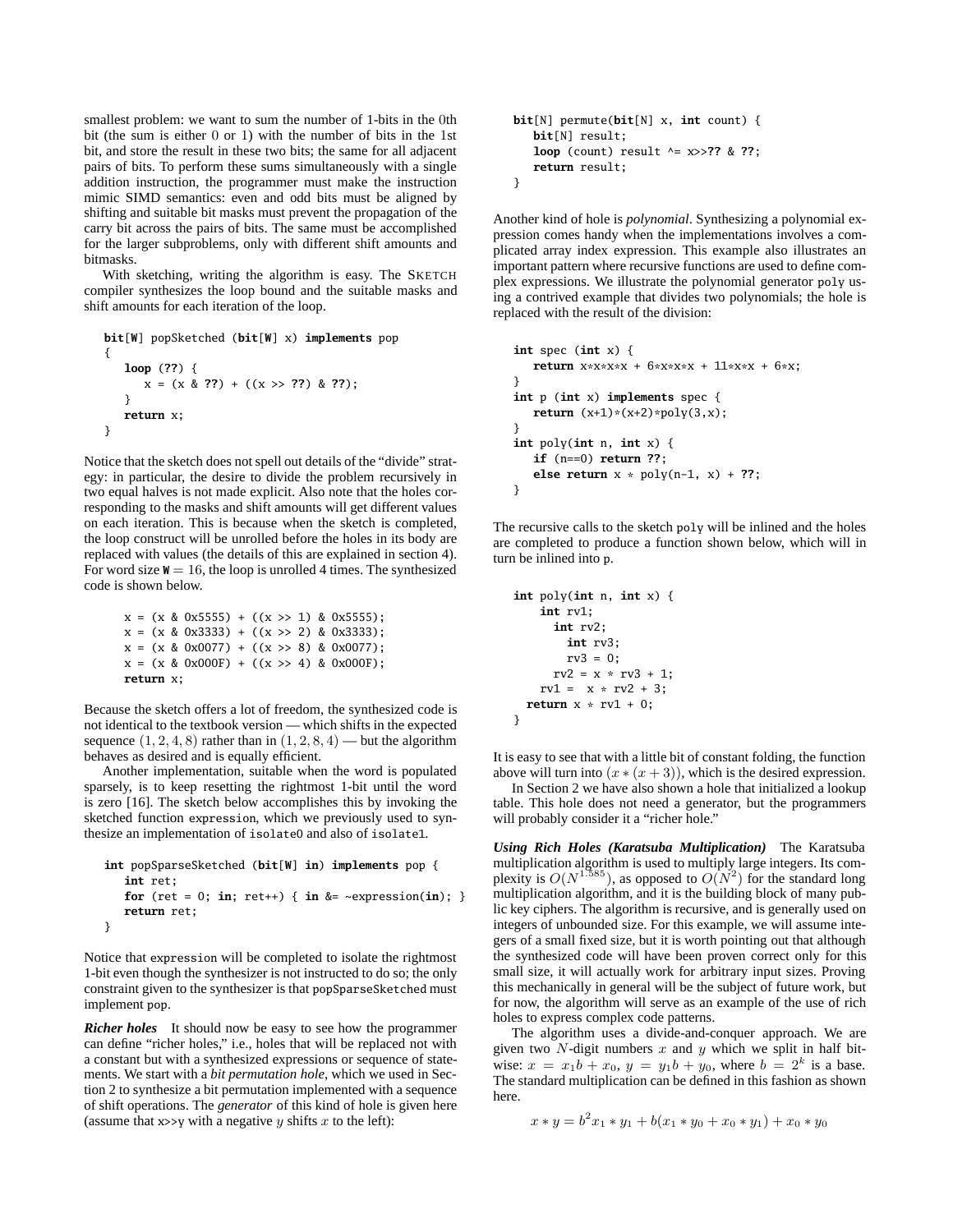smallest problem: we want to sum the number of 1-bits in the 0th bit (the sum is either 0 or 1) with the number of bits in the 1st bit, and store the result in these two bits; the same for all adjacent pairs of bits. To perform these sums simultaneously with a single addition instruction, the programmer must make the instruction mimic SIMD semantics: even and odd bits must be aligned by shifting and suitable bit masks must prevent the propagation of the carry bit across the pairs of bits. The same must be accomplished for the larger subproblems, only with different shift amounts and bitmasks.

With sketching, writing the algorithm is easy. The SKETCH compiler synthesizes the loop bound and the suitable masks and shift amounts for each iteration of the loop.

```
bit[W] popSketched (bit[W] x) implements pop
{
   loop (??) {
      x = (x & ??) + ((x >> ??) & ??);
   }
   return x;
}
```

Notice that the sketch does not spell out details of the "divide" strategy: in particular, the desire to divide the problem recursively in two equal halves is not made explicit. Also note that the holes corresponding to the masks and shift amounts will get different values on each iteration. This is because when the sketch is completed, the loop construct will be unrolled before the holes in its body are replaced with values (the details of this are explained in section 4). For word size $W = 16$, the loop is unrolled 4 times. The synthesized code is shown below.

```
x = (x & 0x5555) + ((x >> 1) & 0x5555);
x = (x & 0x3333) + ((x >> 2) & 0x3333);
x = (x & 0x0077) + ((x >> 8) & 0x0077);
x = (x & 0x000F) + ((x >> 4) & 0x000F);
return x;
```

Because the sketch offers a lot of freedom, the synthesized code is not identical to the textbook version — which shifts in the expected sequence $(1, 2, 4, 8)$ rather than in $(1, 2, 8, 4)$ — but the algorithm behaves as desired and is equally efficient.

Another implementation, suitable when the word is populated sparsely, is to keep resetting the rightmost 1-bit until the word is zero [16]. The sketch below accomplishes this by invoking the sketched function `expression`, which we previously used to synthesize an implementation of `isolate0` and also of `isolate1`.

```
int popSparseSketched (bit[W] in) implements pop {
   int ret;
   for (ret = 0; in; ret++) { in &= ~expression(in); }
   return ret;
}
```

Notice that `expression` will be completed to isolate the rightmost 1-bit even though the synthesizer is not instructed to do so; the only constraint given to the synthesizer is that `popSparseSketched` must implement `pop`.

***Richer holes*** It should now be easy to see how the programmer can define "richer holes," i.e., holes that will be replaced not with a constant but with a synthesized expressions or sequence of statements. We start with a *bit permutation hole*, which we used in Section 2 to synthesize a bit permutation implemented with a sequence of shift operations. The *generator* of this kind of hole is given here (assume that `x>>y` with a negative $y$ shifts $x$ to the left):

```
bit[N] permute(bit[N] x, int count) {
   bit[N] result;
   loop (count) result ^= x>>?? & ??;
   return result;
}
```

Another kind of hole is *polynomial*. Synthesizing a polynomial expression comes handy when the implementations involves a complicated array index expression. This example also illustrates an important pattern where recursive functions are used to define complex expressions. We illustrate the polynomial generator `poly` using a contrived example that divides two polynomials; the hole is replaced with the result of the division:

```
int spec (int x) {
   return x*x*x*x + 6*x*x*x + 11*x*x + 6*x;
}
int p (int x) implements spec {
   return (x+1)*(x+2)*poly(3,x);
}
int poly(int n, int x) {
   if (n==0) return ??;
   else return x * poly(n-1, x) + ??;
}
```

The recursive calls to the sketch `poly` will be inlined and the holes are completed to produce a function shown below, which will in turn be inlined into `p`.

```
int poly(int n, int x) {
    int rv1;
      int rv2;
        int rv3;
        rv3 = 0;
      rv2 = x * rv3 + 1;
    rv1 =  x * rv2 + 3;
  return x * rv1 + 0;
}
```

It is easy to see that with a little bit of constant folding, the function above will turn into $(x*(x+3))$, which is the desired expression.

In Section 2 we have also shown a hole that initialized a lookup table. This hole does not need a generator, but the programmers will probably consider it a "richer hole."

***Using Rich Holes (Karatsuba Multiplication)*** The Karatsuba multiplication algorithm is used to multiply large integers. Its complexity is $O(N^{1.585})$, as opposed to $O(N^2)$ for the standard long multiplication algorithm, and it is the building block of many public key ciphers. The algorithm is recursive, and is generally used on integers of unbounded size. For this example, we will assume integers of a small fixed size, but it is worth pointing out that although the synthesized code will have been proven correct only for this small size, it will actually work for arbitrary input sizes. Proving this mechanically in general will be the subject of future work, but for now, the algorithm will serve as an example of the use of rich holes to express complex code patterns.

The algorithm uses a divide-and-conquer approach. We are given two $N$-digit numbers $x$ and $y$ which we split in half bitwise: $x = x_1 b + x_0$, $y = y_1 b + y_0$, where $b = 2^k$ is a base. The standard multiplication can be defined in this fashion as shown here.

$$x * y = b^2 x_1 * y_1 + b(x_1 * y_0 + x_0 * y_1) + x_0 * y_0$$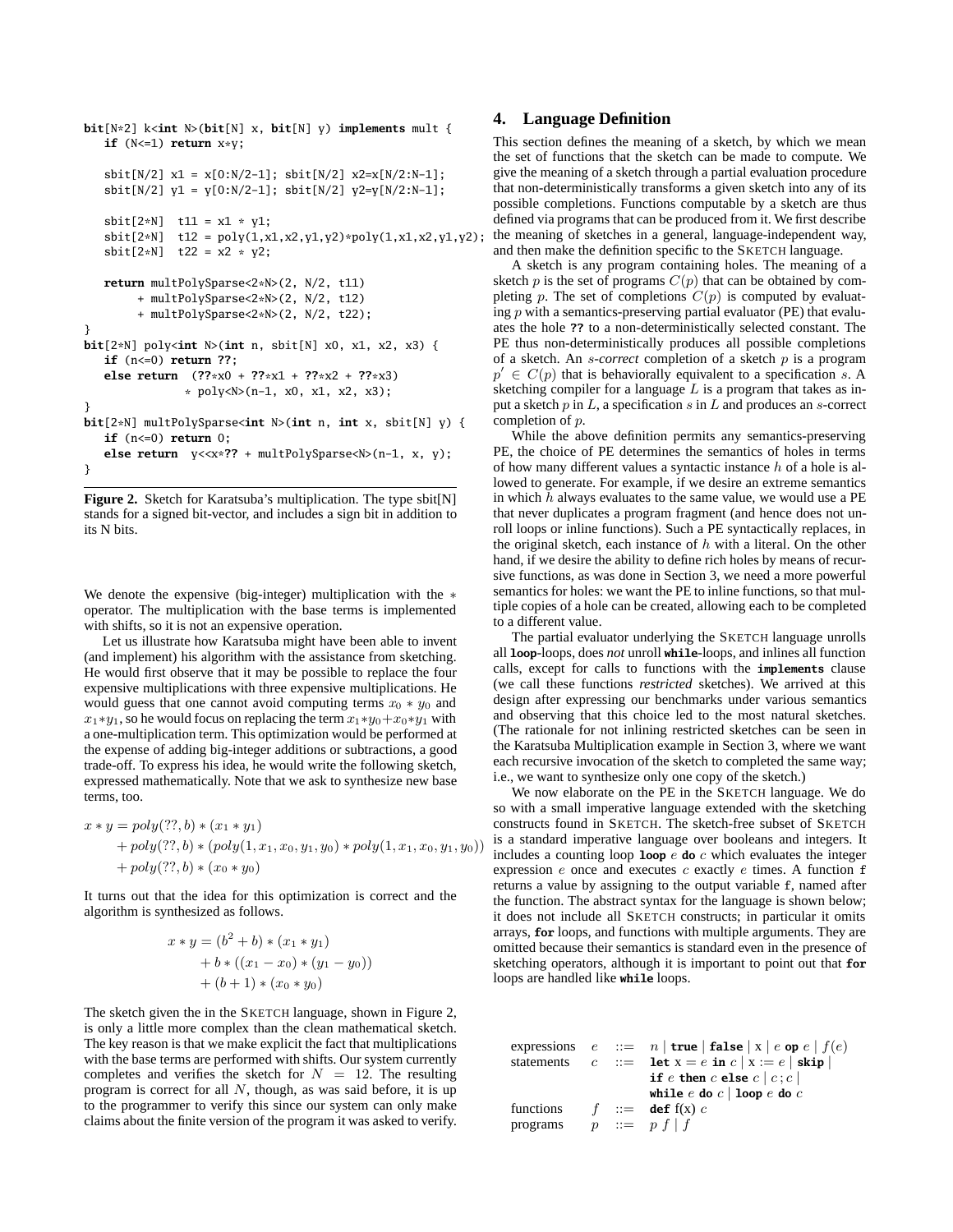```
bit[N*2] k<int N>(bit[N] x, bit[N] y) implements mult {
   if (N<=1) return x*y;

   sbit[N/2] x1 = x[0:N/2-1]; sbit[N/2] x2=x[N/2:N-1];
   sbit[N/2] y1 = y[0:N/2-1]; sbit[N/2] y2=y[N/2:N-1];

   sbit[2*N]  t11 = x1 * y1;
   sbit[2*N]  t12 = poly(1,x1,x2,y1,y2)*poly(1,x1,x2,y1,y2);
   sbit[2*N]  t22 = x2 * y2;

   return multPolySparse<2*N>(2, N/2, t11)
        + multPolySparse<2*N>(2, N/2, t12)
        + multPolySparse<2*N>(2, N/2, t22);
}
bit[2*N] poly<int N>(int n, sbit[N] x0, x1, x2, x3) {
   if (n<=0) return ??;
   else return  (??*x0 + ??*x1 + ??*x2 + ??*x3)
              * poly<N>(n-1, x0, x1, x2, x3);
}
bit[2*N] multPolySparse<int N>(int n, int x, sbit[N] y) {
   if (n<=0) return 0;
   else return  y<<x*?? + multPolySparse<N>(n-1, x, y);
}
```

**Figure 2.** Sketch for Karatsuba's multiplication. The type sbit[N] stands for a signed bit-vector, and includes a sign bit in addition to its N bits.

We denote the expensive (big-integer) multiplication with the $*$ operator. The multiplication with the base terms is implemented with shifts, so it is not an expensive operation.

Let us illustrate how Karatsuba might have been able to invent (and implement) his algorithm with the assistance from sketching. He would first observe that it may be possible to replace the four expensive multiplications with three expensive multiplications. He would guess that one cannot avoid computing terms $x_0 * y_0$ and $x_1 * y_1$, so he would focus on replacing the term $x_1 * y_0 + x_0 * y_1$ with a one-multiplication term. This optimization would be performed at the expense of adding big-integer additions or subtractions, a good trade-off. To express his idea, he would write the following sketch, expressed mathematically. Note that we ask to synthesize new base terms, too.

$$
\begin{aligned}
x * y = &\; poly(??, b) * (x_1 * y_1) \\
&+ poly(??, b) * (poly(1, x_1, x_0, y_1, y_0) * poly(1, x_1, x_0, y_1, y_0)) \\
&+ poly(??, b) * (x_0 * y_0)
\end{aligned}
$$

It turns out that the idea for this optimization is correct and the algorithm is synthesized as follows.

$$
\begin{aligned}
x * y = &\; (b^2 + b) * (x_1 * y_1) \\
&+ b * ((x_1 - x_0) * (y_1 - y_0)) \\
&+ (b + 1) * (x_0 * y_0)
\end{aligned}
$$

The sketch given the in the SKETCH language, shown in Figure 2, is only a little more complex than the clean mathematical sketch. The key reason is that we make explicit the fact that multiplications with the base terms are performed with shifts. Our system currently completes and verifies the sketch for $N = 12$. The resulting program is correct for all $N$, though, as was said before, it is up to the programmer to verify this since our system can only make claims about the finite version of the program it was asked to verify.

## 4. Language Definition

This section defines the meaning of a sketch, by which we mean the set of functions that the sketch can be made to compute. We give the meaning of a sketch through a partial evaluation procedure that non-deterministically transforms a given sketch into any of its possible completions. Functions computable by a sketch are thus defined via programs that can be produced from it. We first describe the meaning of sketches in a general, language-independent way, and then make the definition specific to the SKETCH language.

A sketch is any program containing holes. The meaning of a sketch $p$ is the set of programs $C(p)$ that can be obtained by completing $p$. The set of completions $C(p)$ is computed by evaluating $p$ with a semantics-preserving partial evaluator (PE) that evaluates the hole **??** to a non-deterministically selected constant. The PE thus non-deterministically produces all possible completions of a sketch. An $s$-*correct* completion of a sketch $p$ is a program $p' \in C(p)$ that is behaviorally equivalent to a specification $s$. A sketching compiler for a language $L$ is a program that takes as input a sketch $p$ in $L$, a specification $s$ in $L$ and produces an $s$-correct completion of $p$.

While the above definition permits any semantics-preserving PE, the choice of PE determines the semantics of holes in terms of how many different values a syntactic instance $h$ of a hole is allowed to generate. For example, if we desire an extreme semantics in which $h$ always evaluates to the same value, we would use a PE that never duplicates a program fragment (and hence does not unroll loops or inline functions). Such a PE syntactically replaces, in the original sketch, each instance of $h$ with a literal. On the other hand, if we desire the ability to define rich holes by means of recursive functions, as was done in Section 3, we need a more powerful semantics for holes: we want the PE to inline functions, so that multiple copies of a hole can be created, allowing each to be completed to a different value.

The partial evaluator underlying the SKETCH language unrolls all **loop**-loops, does *not* unroll **while**-loops, and inlines all function calls, except for calls to functions with the **implements** clause (we call these functions *restricted* sketches). We arrived at this design after expressing our benchmarks under various semantics and observing that this choice led to the most natural sketches. (The rationale for not inlining restricted sketches can be seen in the Karatsuba Multiplication example in Section 3, where we want each recursive invocation of the sketch to completed the same way; i.e., we want to synthesize only one copy of the sketch.)

We now elaborate on the PE in the SKETCH language. We do so with a small imperative language extended with the sketching constructs found in SKETCH. The sketch-free subset of SKETCH is a standard imperative language over booleans and integers. It includes a counting loop **loop** $e$ **do** $c$ which evaluates the integer expression $e$ once and executes $c$ exactly $e$ times. A function f returns a value by assigning to the output variable f, named after the function. The abstract syntax for the language is shown below; it does not include all SKETCH constructs; in particular it omits arrays, **for** loops, and functions with multiple arguments. They are omitted because their semantics is standard even in the presence of sketching operators, although it is important to point out that **for** loops are handled like **while** loops.

| | | | |
|---|---|---|---|
| expressions | $e$ | $::=$ | $n$ \| **true** \| **false** \| x \| $e$ **op** $e$ \| $f(e)$ |
| statements | $c$ | $::=$ | **let** x $= e$ **in** $c$ \| x $:= e$ \| **skip** \| **if** $e$ **then** $c$ **else** $c$ \| $c$ ; $c$ \| **while** $e$ **do** $c$ \| **loop** $e$ **do** $c$ |
| functions | $f$ | $::=$ | **def** f(x) $c$ |
| programs | $p$ | $::=$ | $p$ $f$ \| $f$ |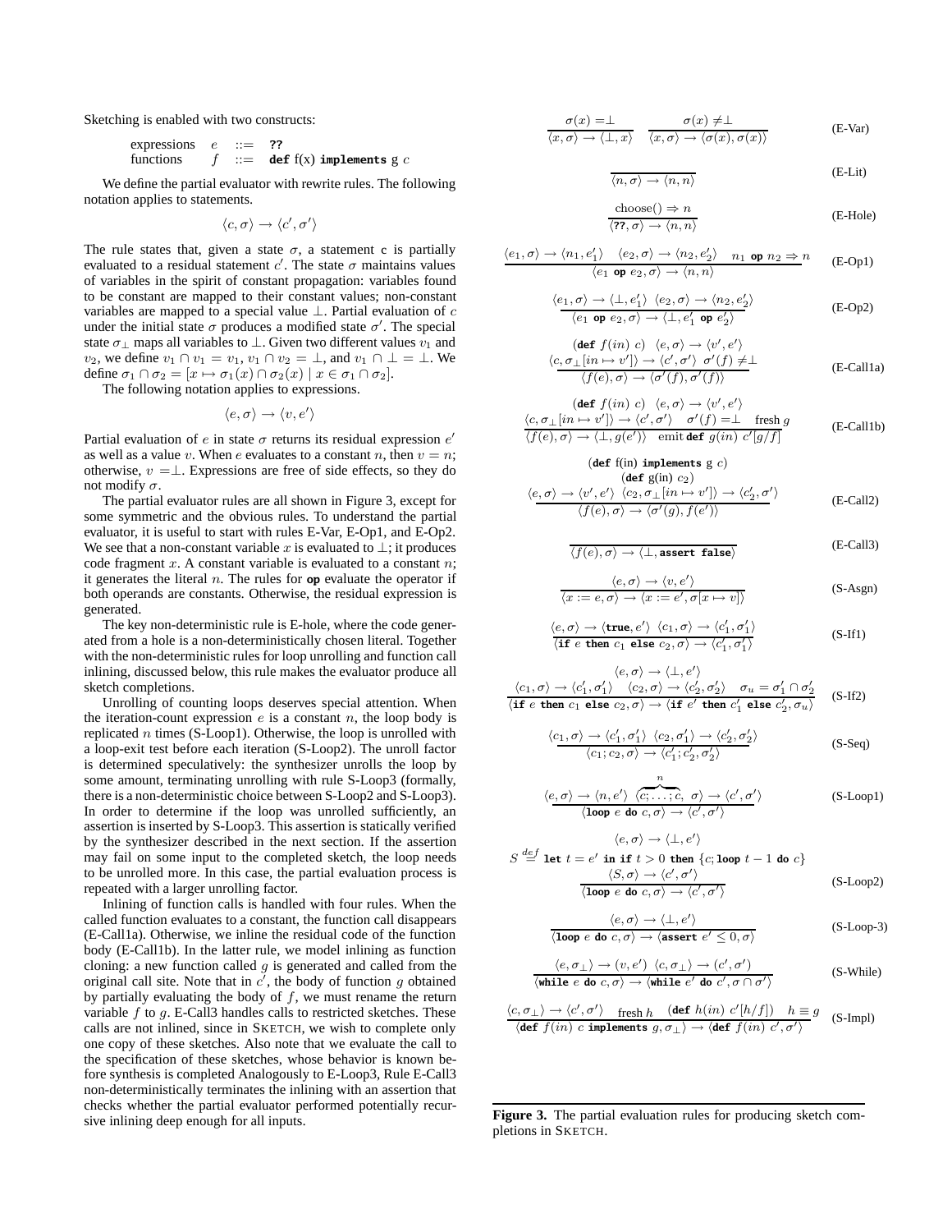Sketching is enabled with two constructs:

$$
\begin{array}{lcl}
\text{expressions} & e & ::= \; \texttt{??} \\
\text{functions} & f & ::= \; \textbf{def}\ \text{f(x)}\ \textbf{implements}\ \text{g}\ c
\end{array}
$$

We define the partial evaluator with rewrite rules. The following notation applies to statements.

$$\langle c, \sigma \rangle \rightarrow \langle c', \sigma' \rangle$$

The rule states that, given a state $\sigma$, a statement c is partially evaluated to a residual statement $c'$. The state $\sigma$ maintains values of variables in the spirit of constant propagation: variables found to be constant are mapped to their constant values; non-constant variables are mapped to a special value $\perp$. Partial evaluation of $c$ under the initial state $\sigma$ produces a modified state $\sigma'$. The special state $\sigma_\perp$ maps all variables to $\perp$. Given two different values $v_1$ and $v_2$, we define $v_1 \cap v_1 = v_1$, $v_1 \cap v_2 = \perp$, and $v_1 \cap \perp = \perp$. We define $\sigma_1 \cap \sigma_2 = [x \mapsto \sigma_1(x) \cap \sigma_2(x) \mid x \in \sigma_1 \cap \sigma_2]$.

The following notation applies to expressions.

$$\langle e, \sigma \rangle \rightarrow \langle v, e' \rangle$$

Partial evaluation of $e$ in state $\sigma$ returns its residual expression $e'$ as well as a value $v$. When $e$ evaluates to a constant $n$, then $v = n$; otherwise, $v = \perp$. Expressions are free of side effects, so they do not modify $\sigma$.

The partial evaluator rules are all shown in Figure 3, except for some symmetric and the obvious rules. To understand the partial evaluator, it is useful to start with rules E-Var, E-Op1, and E-Op2. We see that a non-constant variable $x$ is evaluated to $\perp$; it produces code fragment $x$. A constant variable is evaluated to a constant $n$; it generates the literal $n$. The rules for **op** evaluate the operator if both operands are constants. Otherwise, the residual expression is generated.

The key non-deterministic rule is E-hole, where the code generated from a hole is a non-deterministically chosen literal. Together with the non-deterministic rules for loop unrolling and function call inlining, discussed below, this rule makes the evaluator produce all sketch completions.

Unrolling of counting loops deserves special attention. When the iteration-count expression $e$ is a constant $n$, the loop body is replicated $n$ times (S-Loop1). Otherwise, the loop is unrolled with a loop-exit test before each iteration (S-Loop2). The unroll factor is determined speculatively: the synthesizer unrolls the loop by some amount, terminating unrolling with rule S-Loop3 (formally, there is a non-deterministic choice between S-Loop2 and S-Loop3). In order to determine if the loop was unrolled sufficiently, an assertion is inserted by S-Loop3. This assertion is statically verified by the synthesizer described in the next section. If the assertion may fail on some input to the completed sketch, the loop needs to be unrolled more. In this case, the partial evaluation process is repeated with a larger unrolling factor.

Inlining of function calls is handled with four rules. When the called function evaluates to a constant, the function call disappears (E-Call1a). Otherwise, we inline the residual code of the function body (E-Call1b). In the latter rule, we model inlining as function cloning: a new function called $g$ is generated and called from the original call site. Note that in $c'$, the body of function $g$ obtained by partially evaluating the body of $f$, we must rename the return variable $f$ to $g$. E-Call3 handles calls to restricted sketches. These calls are not inlined, since in SKETCH, we wish to complete only one copy of these sketches. Also note that we evaluate the call to the specification of these sketches, whose behavior is known before synthesis is completed Analogously to E-Loop3, Rule E-Call3 non-deterministically terminates the inlining with an assertion that checks whether the partial evaluator performed potentially recursive inlining deep enough for all inputs.

$$\frac{\sigma(x) = \perp}{\langle x, \sigma \rangle \rightarrow \langle \perp, x \rangle} \quad \frac{\sigma(x) \neq \perp}{\langle x, \sigma \rangle \rightarrow \langle \sigma(x), \sigma(x) \rangle} \qquad \text{(E-Var)}$$

$$\frac{}{\langle n, \sigma \rangle \rightarrow \langle n, n \rangle} \qquad \text{(E-Lit)}$$

$$\frac{\text{choose}() \Rightarrow n}{\langle \texttt{??}, \sigma \rangle \rightarrow \langle n, n \rangle} \qquad \text{(E-Hole)}$$

$$\frac{\langle e_1, \sigma \rangle \rightarrow \langle n_1, e_1' \rangle \quad \langle e_2, \sigma \rangle \rightarrow \langle n_2, e_2' \rangle \quad n_1\ \textbf{op}\ n_2 \Rightarrow n}{\langle e_1\ \textbf{op}\ e_2, \sigma \rangle \rightarrow \langle n, n \rangle} \qquad \text{(E-Op1)}$$

$$\frac{\langle e_1, \sigma \rangle \rightarrow \langle \perp, e_1' \rangle \quad \langle e_2, \sigma \rangle \rightarrow \langle n_2, e_2' \rangle}{\langle e_1\ \textbf{op}\ e_2, \sigma \rangle \rightarrow \langle \perp, e_1'\ \textbf{op}\ e_2' \rangle} \qquad \text{(E-Op2)}$$

$$\frac{(\textbf{def}\ f(in)\ c) \quad \langle e, \sigma \rangle \rightarrow \langle v', e' \rangle \quad \langle c, \sigma_\perp[in \mapsto v'] \rangle \rightarrow \langle c', \sigma' \rangle \quad \sigma'(f) \neq \perp}{\langle f(e), \sigma \rangle \rightarrow \langle \sigma'(f), \sigma'(f) \rangle} \qquad \text{(E-Call1a)}$$

$$\frac{(\textbf{def}\ f(in)\ c) \quad \langle e, \sigma \rangle \rightarrow \langle v', e' \rangle \quad \langle c, \sigma_\perp[in \mapsto v'] \rangle \rightarrow \langle c', \sigma' \rangle \quad \sigma'(f) = \perp \quad \text{fresh } g}{\langle f(e), \sigma \rangle \rightarrow \langle \perp, g(e') \rangle \quad \text{emit } \textbf{def}\ g(in)\ c'[g/f]} \qquad \text{(E-Call1b)}$$

$$\frac{(\textbf{def}\ \text{f(in)}\ \textbf{implements}\ \text{g}\ c) \quad (\textbf{def}\ \text{g(in)}\ c_2) \quad \langle e, \sigma \rangle \rightarrow \langle v', e' \rangle \quad \langle c_2, \sigma_\perp[in \mapsto v'] \rangle \rightarrow \langle c_2', \sigma' \rangle}{\langle f(e), \sigma \rangle \rightarrow \langle \sigma'(g), f(e') \rangle} \qquad \text{(E-Call2)}$$

$$\frac{}{\langle f(e), \sigma \rangle \rightarrow \langle \perp, \textbf{assert false} \rangle} \qquad \text{(E-Call3)}$$

$$\frac{\langle e, \sigma \rangle \rightarrow \langle v, e' \rangle}{\langle x := e, \sigma \rangle \rightarrow \langle x := e', \sigma[x \mapsto v] \rangle} \qquad \text{(S-Asgn)}$$

$$\frac{\langle e, \sigma \rangle \rightarrow \langle \textbf{true}, e' \rangle \quad \langle c_1, \sigma \rangle \rightarrow \langle c_1', \sigma_1' \rangle}{\langle \textbf{if}\ e\ \textbf{then}\ c_1\ \textbf{else}\ c_2, \sigma \rangle \rightarrow \langle c_1', \sigma_1' \rangle} \qquad \text{(S-If1)}$$

$$\frac{\langle e, \sigma \rangle \rightarrow \langle \perp, e' \rangle \quad \langle c_1, \sigma \rangle \rightarrow \langle c_1', \sigma_1' \rangle \quad \langle c_2, \sigma \rangle \rightarrow \langle c_2', \sigma_2' \rangle \quad \sigma_u = \sigma_1' \cap \sigma_2'}{\langle \textbf{if}\ e\ \textbf{then}\ c_1\ \textbf{else}\ c_2, \sigma \rangle \rightarrow \langle \textbf{if}\ e'\ \textbf{then}\ c_1'\ \textbf{else}\ c_2', \sigma_u \rangle} \qquad \text{(S-If2)}$$

$$\frac{\langle c_1, \sigma \rangle \rightarrow \langle c_1', \sigma_1' \rangle \quad \langle c_2, \sigma_1' \rangle \rightarrow \langle c_2', \sigma_2' \rangle}{\langle c_1; c_2, \sigma \rangle \rightarrow \langle c_1'; c_2', \sigma_2' \rangle} \qquad \text{(S-Seq)}$$

$$\frac{\langle e, \sigma \rangle \rightarrow \langle n, e' \rangle \quad \langle \overbrace{c; \ldots; c}^{n}, \ \sigma \rangle \rightarrow \langle c', \sigma' \rangle}{\langle \textbf{loop}\ e\ \textbf{do}\ c, \sigma \rangle \rightarrow \langle c', \sigma' \rangle} \qquad \text{(S-Loop1)}$$

$$\frac{\langle e, \sigma \rangle \rightarrow \langle \perp, e' \rangle \quad S \stackrel{def}{=} \textbf{let}\ t = e'\ \textbf{in if}\ t > 0\ \textbf{then}\ \{c; \textbf{loop}\ t-1\ \textbf{do}\ c\} \quad \langle S, \sigma \rangle \rightarrow \langle c', \sigma' \rangle}{\langle \textbf{loop}\ e\ \textbf{do}\ c, \sigma \rangle \rightarrow \langle c', \sigma' \rangle} \qquad \text{(S-Loop2)}$$

$$\frac{\langle e, \sigma \rangle \rightarrow \langle \perp, e' \rangle}{\langle \textbf{loop}\ e\ \textbf{do}\ c, \sigma \rangle \rightarrow \langle \textbf{assert}\ e' \leq 0, \sigma \rangle} \qquad \text{(S-Loop-3)}$$

$$\frac{\langle e, \sigma_\perp \rangle \rightarrow (v, e') \quad \langle c, \sigma_\perp \rangle \rightarrow \langle c', \sigma' \rangle}{\langle \textbf{while}\ e\ \textbf{do}\ c, \sigma \rangle \rightarrow \langle \textbf{while}\ e'\ \textbf{do}\ c', \sigma \cap \sigma' \rangle} \qquad \text{(S-While)}$$

$$\frac{\langle c, \sigma_\perp \rangle \rightarrow \langle c', \sigma' \rangle \quad \text{fresh } h \quad (\textbf{def}\ h(in)\ c'[h/f]) \quad h \equiv g}{\langle \textbf{def}\ f(in)\ c\ \textbf{implements}\ g, \sigma_\perp \rangle \rightarrow \langle \textbf{def}\ f(in)\ c', \sigma' \rangle} \qquad \text{(S-Impl)}$$

**Figure 3.** The partial evaluation rules for producing sketch completions in SKETCH.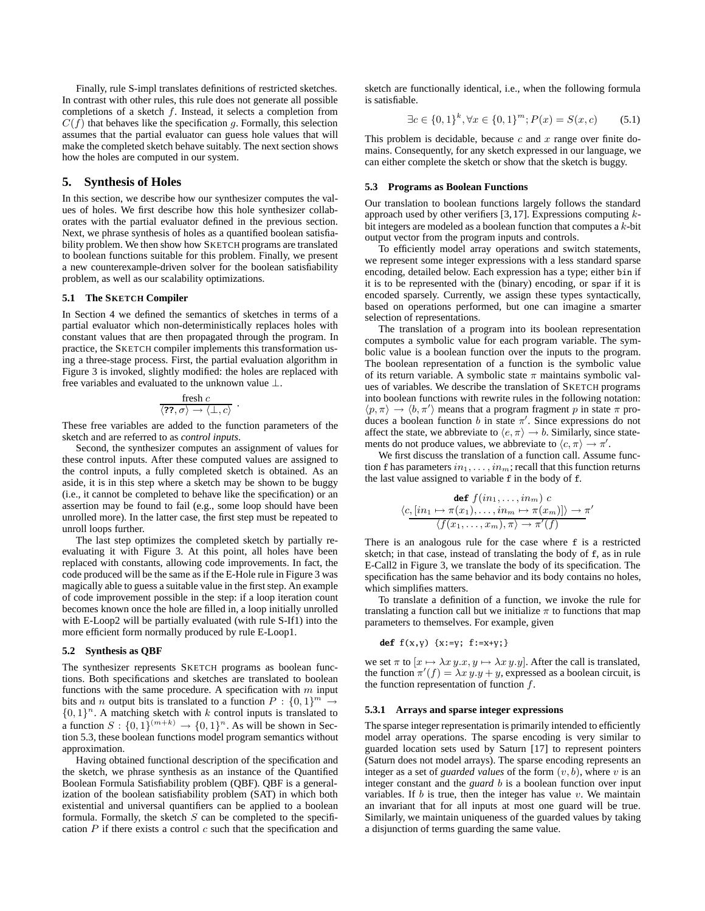Finally, rule S-impl translates definitions of restricted sketches. In contrast with other rules, this rule does not generate all possible completions of a sketch $f$. Instead, it selects a completion from $C(f)$ that behaves like the specification $g$. Formally, this selection assumes that the partial evaluator can guess hole values that will make the completed sketch behave suitably. The next section shows how the holes are computed in our system.

## 5. Synthesis of Holes

In this section, we describe how our synthesizer computes the values of holes. We first describe how this hole synthesizer collaborates with the partial evaluator defined in the previous section. Next, we phrase synthesis of holes as a quantified boolean satisfiability problem. We then show how SKETCH programs are translated to boolean functions suitable for this problem. Finally, we present a new counterexample-driven solver for the boolean satisfiability problem, as well as our scalability optimizations.

### 5.1 The SKETCH Compiler

In Section 4 we defined the semantics of sketches in terms of a partial evaluator which non-deterministically replaces holes with constant values that are then propagated through the program. In practice, the SKETCH compiler implements this transformation using a three-stage process. First, the partial evaluation algorithm in Figure 3 is invoked, slightly modified: the holes are replaced with free variables and evaluated to the unknown value $\perp$.

$$\frac{\text{fresh } c}{\langle \mathbf{??}, \sigma \rangle \rightarrow \langle \perp, c \rangle} \ .$$

These free variables are added to the function parameters of the sketch and are referred to as *control inputs*.

Second, the synthesizer computes an assignment of values for these control inputs. After these computed values are assigned to the control inputs, a fully completed sketch is obtained. As an aside, it is in this step where a sketch may be shown to be buggy (i.e., it cannot be completed to behave like the specification) or an assertion may be found to fail (e.g., some loop should have been unrolled more). In the latter case, the first step must be repeated to unroll loops further.

The last step optimizes the completed sketch by partially reevaluating it with Figure 3. At this point, all holes have been replaced with constants, allowing code improvements. In fact, the code produced will be the same as if the E-Hole rule in Figure 3 was magically able to guess a suitable value in the first step. An example of code improvement possible in the step: if a loop iteration count becomes known once the hole are filled in, a loop initially unrolled with E-Loop2 will be partially evaluated (with rule S-If1) into the more efficient form normally produced by rule E-Loop1.

### 5.2 Synthesis as QBF

The synthesizer represents SKETCH programs as boolean functions. Both specifications and sketches are translated to boolean functions with the same procedure. A specification with $m$ input bits and $n$ output bits is translated to a function $P : \{0,1\}^m \rightarrow \{0,1\}^n$. A matching sketch with $k$ control inputs is translated to a function $S : \{0,1\}^{(m+k)} \rightarrow \{0,1\}^n$. As will be shown in Section 5.3, these boolean functions model program semantics without approximation.

Having obtained functional description of the specification and the sketch, we phrase synthesis as an instance of the Quantified Boolean Formula Satisfiability problem (QBF). QBF is a generalization of the boolean satisfiability problem (SAT) in which both existential and universal quantifiers can be applied to a boolean formula. Formally, the sketch $S$ can be completed to the specification $P$ if there exists a control $c$ such that the specification and sketch are functionally identical, i.e., when the following formula is satisfiable.

$$\exists c \in \{0,1\}^k, \forall x \in \{0,1\}^m; P(x) = S(x, c) \qquad (5.1)$$

This problem is decidable, because $c$ and $x$ range over finite domains. Consequently, for any sketch expressed in our language, we can either complete the sketch or show that the sketch is buggy.

### 5.3 Programs as Boolean Functions

Our translation to boolean functions largely follows the standard approach used by other verifiers [3, 17]. Expressions computing $k$-bit integers are modeled as a boolean function that computes a $k$-bit output vector from the program inputs and controls.

To efficiently model array operations and switch statements, we represent some integer expressions with a less standard sparse encoding, detailed below. Each expression has a type; either `bin` if it is to be represented with the (binary) encoding, or `spar` if it is encoded sparsely. Currently, we assign these types syntactically, based on operations performed, but one can imagine a smarter selection of representations.

The translation of a program into its boolean representation computes a symbolic value for each program variable. The symbolic value is a boolean function over the inputs to the program. The boolean representation of a function is the symbolic value of its return variable. A symbolic state $\pi$ maintains symbolic values of variables. We describe the translation of SKETCH programs into boolean functions with rewrite rules in the following notation: $\langle p, \pi \rangle \rightarrow \langle b, \pi' \rangle$ means that a program fragment $p$ in state $\pi$ produces a boolean function $b$ in state $\pi'$. Since expressions do not affect the state, we abbreviate to $\langle e, \pi \rangle \rightarrow b$. Similarly, since statements do not produce values, we abbreviate to $\langle c, \pi \rangle \rightarrow \pi'$.

We first discuss the translation of a function call. Assume function `f` has parameters $in_1, \ldots, in_m$; recall that this function returns the last value assigned to variable `f` in the body of `f`.

$$\frac{\begin{array}{c}\mathbf{def}\ f(in_1, \ldots, in_m)\ c \\ \langle c, [in_1 \mapsto \pi(x_1), \ldots, in_m \mapsto \pi(x_m)] \rangle \rightarrow \pi'\end{array}}{\langle f(x_1, \ldots, x_m), \pi \rangle \rightarrow \pi'(f)}$$

There is an analogous rule for the case where `f` is a restricted sketch; in that case, instead of translating the body of `f`, as in rule E-Call2 in Figure 3, we translate the body of its specification. The specification has the same behavior and its body contains no holes, which simplifies matters.

To translate a definition of a function, we invoke the rule for translating a function call but we initialize $\pi$ to functions that map parameters to themselves. For example, given

```
def f(x,y) {x:=y; f:=x+y;}
```

we set $\pi$ to $[x \mapsto \lambda x\, y.x, y \mapsto \lambda x\, y.y]$. After the call is translated, the function $\pi'(f) = \lambda x\, y.y + y$, expressed as a boolean circuit, is the function representation of function $f$.

#### 5.3.1 Arrays and sparse integer expressions

The sparse integer representation is primarily intended to efficiently model array operations. The sparse encoding is very similar to guarded location sets used by Saturn [17] to represent pointers (Saturn does not model arrays). The sparse encoding represents an integer as a set of *guarded values* of the form $(v, b)$, where $v$ is an integer constant and the *guard* $b$ is a boolean function over input variables. If $b$ is true, then the integer has value $v$. We maintain an invariant that for all inputs at most one guard will be true. Similarly, we maintain uniqueness of the guarded values by taking a disjunction of terms guarding the same value.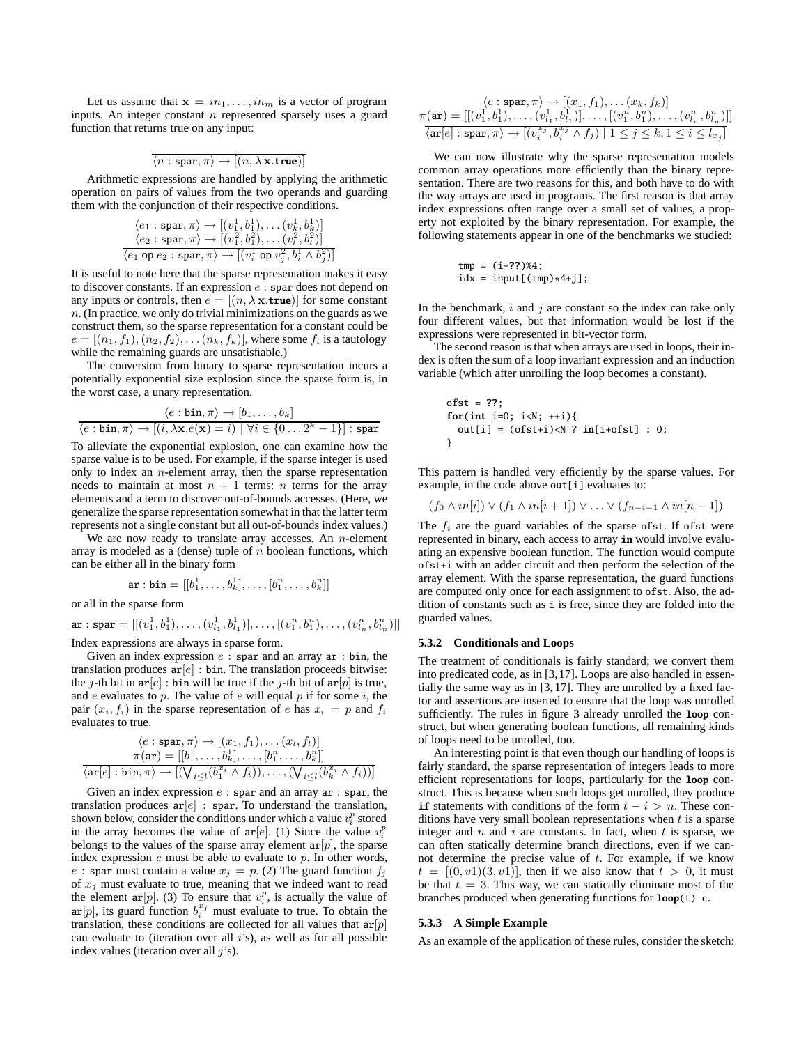Let us assume that $\mathbf{x} = in_1, \ldots, in_m$ is a vector of program inputs. An integer constant $n$ represented sparsely uses a guard function that returns true on any input:

$$\frac{}{\langle n : \mathtt{spar}, \pi \rangle \rightarrow [(n, \lambda\, \mathbf{x}.\mathbf{true})]}$$

Arithmetic expressions are handled by applying the arithmetic operation on pairs of values from the two operands and guarding them with the conjunction of their respective conditions.

$$\frac{\begin{array}{c}\langle e_1 : \mathtt{spar}, \pi \rangle \rightarrow [(v_1^1, b_1^1), \ldots (v_k^1, b_k^1)] \\ \langle e_2 : \mathtt{spar}, \pi \rangle \rightarrow [(v_1^2, b_1^2), \ldots (v_l^2, b_l^2)]\end{array}}{\langle e_1 \text{ op } e_2 : \mathtt{spar}, \pi \rangle \rightarrow [(v_i^1 \text{ op } v_j^2, b_i^1 \wedge b_j^2)]}$$

It is useful to note here that the sparse representation makes it easy to discover constants. If an expression $e$ : spar does not depend on any inputs or controls, then $e = [(n, \lambda\, \mathbf{x}.\mathbf{true})]$ for some constant $n$. (In practice, we only do trivial minimizations on the guards as we construct them, so the sparse representation for a constant could be $e = [(n_1, f_1), (n_2, f_2), \ldots (n_k, f_k)]$, where some $f_i$ is a tautology while the remaining guards are unsatisfiable.)

The conversion from binary to sparse representation incurs a potentially exponential size explosion since the sparse form is, in the worst case, a unary representation.

$$\frac{\langle e : \mathtt{bin}, \pi \rangle \rightarrow [b_1, \ldots, b_k]}{\langle e : \mathtt{bin}, \pi \rangle \rightarrow [(i, \lambda \mathbf{x}.e(\mathbf{x}) = i) \mid \forall i \in \{0 \ldots 2^k - 1\}] : \mathtt{spar}}$$

To alleviate the exponential explosion, one can examine how the sparse value is to be used. For example, if the sparse integer is used only to index an $n$-element array, then the sparse representation needs to maintain at most $n + 1$ terms: $n$ terms for the array elements and a term to discover out-of-bounds accesses. (Here, we generalize the sparse representation somewhat in that the latter term represents not a single constant but all out-of-bounds index values.)

We are now ready to translate array accesses. An $n$-element array is modeled as a (dense) tuple of $n$ boolean functions, which can be either all in the binary form

$$\mathtt{ar} : \mathtt{bin} = [[b_1^1, \ldots, b_k^1], \ldots, [b_1^n, \ldots, b_k^n]]$$

or all in the sparse form

$$\mathtt{ar} : \mathtt{spar} = [[(v_1^1, b_1^1), \ldots, (v_{l_1}^1, b_{l_1}^1)], \ldots, [(v_1^n, b_1^n), \ldots, (v_{l_n}^n, b_{l_n}^n)]]$$

Index expressions are always in sparse form.

Given an index expression $e$ : spar and an array ar : bin, the translation produces $\mathtt{ar}[e]$ : bin. The translation proceeds bitwise: the $j$-th bit in $\mathtt{ar}[e]$ : bin will be true if the $j$-th bit of $\mathtt{ar}[p]$ is true, and $e$ evaluates to $p$. The value of $e$ will equal $p$ if for some $i$, the pair $(x_i, f_i)$ in the sparse representation of $e$ has $x_i = p$ and $f_i$ evaluates to true.

$$\frac{\begin{array}{c}\langle e : \mathtt{spar}, \pi \rangle \rightarrow [(x_1, f_1), \ldots (x_l, f_l)] \\ \pi(\mathtt{ar}) = [[b_1^1, \ldots, b_k^1], \ldots, [b_1^n, \ldots, b_k^n]]\end{array}}{\langle \mathtt{ar}[e] : \mathtt{bin}, \pi \rangle \rightarrow [(\bigvee_{i \le l}(b_1^{x_i} \wedge f_i)), \ldots, (\bigvee_{i \le l}(b_k^{x_i} \wedge f_i))]}$$

Given an index expression $e$ : spar and an array ar : spar, the translation produces $\mathtt{ar}[e]$ : spar. To understand the translation, shown below, consider the conditions under which a value $v_i^p$ stored in the array becomes the value of $\mathtt{ar}[e]$. (1) Since the value $v_i^p$ belongs to the values of the sparse array element $\mathtt{ar}[p]$, the sparse index expression $e$ must be able to evaluate to $p$. In other words, $e$ : spar must contain a value $x_j = p$. (2) The guard function $f_j$ of $x_j$ must evaluate to true, meaning that we indeed want to read the element $\mathtt{ar}[p]$. (3) To ensure that $v_i^p$, is actually the value of $\mathtt{ar}[p]$, its guard function $b_i^{x_j}$ must evaluate to true. To obtain the translation, these conditions are collected for all values that $\mathtt{ar}[p]$ can evaluate to (iteration over all $i$'s), as well as for all possible index values (iteration over all $j$'s).

$$\frac{\begin{array}{c}\langle e : \mathtt{spar}, \pi \rangle \rightarrow [(x_1, f_1), \ldots (x_k, f_k)] \\ \pi(\mathtt{ar}) = [[(v_1^1, b_1^1), \ldots, (v_{l_1}^1, b_{l_1}^1)], \ldots, [(v_1^n, b_1^n), \ldots, (v_{l_n}^n, b_{l_n}^n)]]\end{array}}{\langle \mathtt{ar}[e] : \mathtt{spar}, \pi \rangle \rightarrow [(v_i^{x_j}, b_i^{x_j} \wedge f_j) \mid 1 \le j \le k, 1 \le i \le l_{x_j}]}$$

We can now illustrate why the sparse representation models common array operations more efficiently than the binary representation. There are two reasons for this, and both have to do with the way arrays are used in programs. The first reason is that array index expressions often range over a small set of values, a property not exploited by the binary representation. For example, the following statements appear in one of the benchmarks we studied:

```
tmp = (i+??)%4;
idx = input[(tmp)*4+j];
```

In the benchmark, $i$ and $j$ are constant so the index can take only four different values, but that information would be lost if the expressions were represented in bit-vector form.

The second reason is that when arrays are used in loops, their index is often the sum of a loop invariant expression and an induction variable (which after unrolling the loop becomes a constant).

```
ofst = ??;
for(int i=0; i<N; ++i){
  out[i] = (ofst+i)<N ? in[i+ofst] : 0;
}
```

This pattern is handled very efficiently by the sparse values. For example, in the code above `out[i]` evaluates to:

$$(f_0 \wedge in[i]) \vee (f_1 \wedge in[i+1]) \vee \ldots \vee (f_{n-i-1} \wedge in[n-1])$$

The $f_i$ are the guard variables of the sparse `ofst`. If `ofst` were represented in binary, each access to array **in** would involve evaluating an expensive boolean function. The function would compute `ofst+i` with an adder circuit and then perform the selection of the array element. With the sparse representation, the guard functions are computed only once for each assignment to `ofst`. Also, the addition of constants such as `i` is free, since they are folded into the guarded values.

#### 5.3.2 Conditionals and Loops

The treatment of conditionals is fairly standard; we convert them into predicated code, as in [3, 17]. Loops are also handled in essentially the same way as in [3, 17]. They are unrolled by a fixed factor and assertions are inserted to ensure that the loop was unrolled sufficiently. The rules in figure 3 already unrolled the **loop** construct, but when generating boolean functions, all remaining kinds of loops need to be unrolled, too.

An interesting point is that even though our handling of loops is fairly standard, the sparse representation of integers leads to more efficient representations for loops, particularly for the **loop** construct. This is because when such loops get unrolled, they produce **if** statements with conditions of the form $t - i > n$. These conditions have very small boolean representations when $t$ is a sparse integer and $n$ and $i$ are constants. In fact, when $t$ is sparse, we can often statically determine branch directions, even if we cannot determine the precise value of $t$. For example, if we know $t = [(0, v1)(3, v1)]$, then if we also know that $t > 0$, it must be that $t = 3$. This way, we can statically eliminate most of the branches produced when generating functions for **loop**(t) c.

#### 5.3.3 A Simple Example

As an example of the application of these rules, consider the sketch: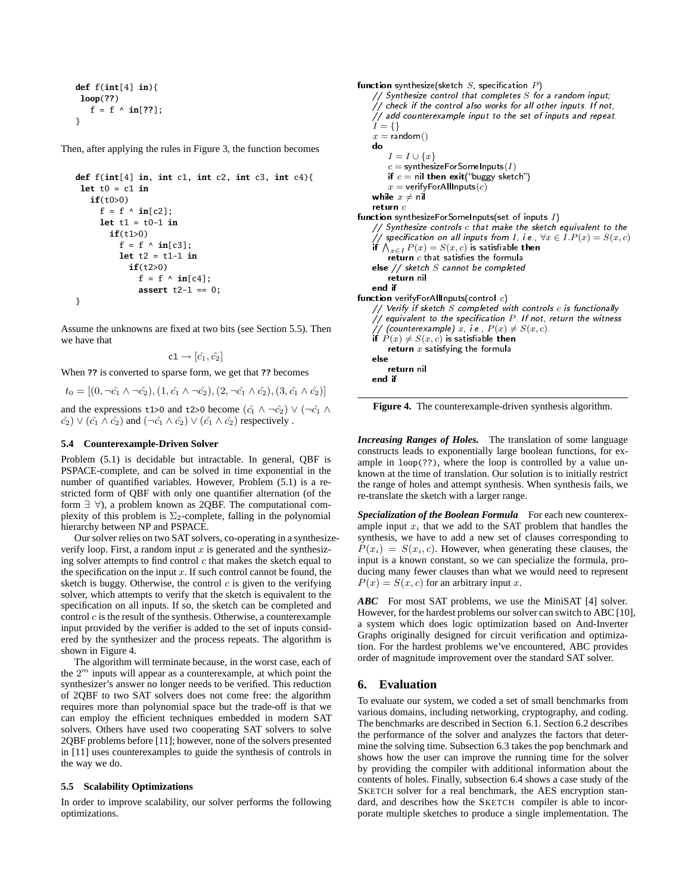```
def f(int[4] in){
 loop(??)
   f = f ^ in[??];
}
```

Then, after applying the rules in Figure 3, the function becomes

```
def f(int[4] in, int c1, int c2, int c3, int c4){
 let t0 = c1 in
   if(t0>0)
     f = f ^ in[c2];
     let t1 = t0-1 in
       if(t1>0)
         f = f ^ in[c3];
         let t2 = t1-1 in
           if(t2>0)
             f = f ^ in[c4];
             assert t2-1 == 0;
}
```

Assume the unknowns are fixed at two bits (see Section 5.5). Then we have that

$$\texttt{c1} \rightarrow [\hat{c_1}, \hat{c_2}]$$

When **??** is converted to sparse form, we get that **??** becomes

$$t_0 = [(0, \neg\hat{c_1} \wedge \neg\hat{c_2}), (1, \hat{c_1} \wedge \neg\hat{c_2}), (2, \neg\hat{c_1} \wedge \hat{c_2}), (3, \hat{c_1} \wedge \hat{c_2})]$$

and the expressions `t1>0` and `t2>0` become $(\hat{c_1} \wedge \neg\hat{c_2}) \vee (\neg\hat{c_1} \wedge \hat{c_2}) \vee (\hat{c_1} \wedge \hat{c_2})$ and $(\neg\hat{c_1} \wedge \hat{c_2}) \vee (\hat{c_1} \wedge \hat{c_2})$ respectively .

### 5.4 Counterexample-Driven Solver

Problem (5.1) is decidable but intractable. In general, QBF is PSPACE-complete, and can be solved in time exponential in the number of quantified variables. However, Problem (5.1) is a restricted form of QBF with only one quantifier alternation (of the form $\exists\ \forall$), a problem known as 2QBF. The computational complexity of this problem is $\Sigma_2$-complete, falling in the polynomial hierarchy between NP and PSPACE.

Our solver relies on two SAT solvers, co-operating in a synthesize-verify loop. First, a random input $x$ is generated and the synthesizing solver attempts to find control $c$ that makes the sketch equal to the specification on the input $x$. If such control cannot be found, the sketch is buggy. Otherwise, the control $c$ is given to the verifying solver, which attempts to verify that the sketch is equivalent to the specification on all inputs. If so, the sketch can be completed and control $c$ is the result of the synthesis. Otherwise, a counterexample input provided by the verifier is added to the set of inputs considered by the synthesizer and the process repeats. The algorithm is shown in Figure 4.

The algorithm will terminate because, in the worst case, each of the $2^m$ inputs will appear as a counterexample, at which point the synthesizer's answer no longer needs to be verified. This reduction of 2QBF to two SAT solvers does not come free: the algorithm requires more than polynomial space but the trade-off is that we can employ the efficient techniques embedded in modern SAT solvers. Others have used two cooperating SAT solvers to solve 2QBF problems before [11]; however, none of the solvers presented in [11] uses counterexamples to guide the synthesis of controls in the way we do.

### 5.5 Scalability Optimizations

In order to improve scalability, our solver performs the following optimizations.

**function** synthesize(sketch $S$, specification $P$)
  *// Synthesize control that completes $S$ for a random input;*
  *// check if the control also works for all other inputs. If not,*
  *// add counterexample input to the set of inputs and repeat.*
  $I = \{\}$
  $x = \text{random}()$
  **do**
    $I = I \cup \{x\}$
    $c = \text{synthesizeForSomeInputs}(I)$
    **if** $c = \text{nil}$ **then exit**("buggy sketch")
    $x = \text{verifyForAllInputs}(c)$
  **while** $x \neq \text{nil}$
  **return** $c$
**function** synthesizeForSomeInputs(set of inputs $I$)
  *// Synthesize controls $c$ that make the sketch equivalent to the*
  *// specification on all inputs from $I$, i.e., $\forall x \in I. P(x) = S(x, c)$*
  **if** $\bigwedge_{x \in I} P(x) = S(x, c)$ is satisfiable **then**
    **return** $c$ that satisfies the formula
  **else** *// sketch $S$ cannot be completed*
    **return** nil
  **end if**
**function** verifyForAllInputs(control $c$)
  *// Verify if sketch $S$ completed with controls $c$ is functionally*
  *// equivalent to the specification $P$. If not, return the witness*
  *// (counterexample) $x$, i.e., $P(x) \neq S(x, c)$.*
  **if** $P(x) \neq S(x, c)$ is satisfiable **then**
    **return** $x$ satisfying the formula
  **else**
    **return** nil
  **end if**

**Figure 4.** The counterexample-driven synthesis algorithm.

***Increasing Ranges of Holes.*** The translation of some language constructs leads to exponentially large boolean functions, for example in `loop(??)`, where the loop is controlled by a value unknown at the time of translation. Our solution is to initially restrict the range of holes and attempt synthesis. When synthesis fails, we re-translate the sketch with a larger range.

***Specialization of the Boolean Formula*** For each new counterexample input $x_i$ that we add to the SAT problem that handles the synthesis, we have to add a new set of clauses corresponding to $P(x_i) = S(x_i, c)$. However, when generating these clauses, the input is a known constant, so we can specialize the formula, producing many fewer clauses than what we would need to represent $P(x) = S(x, c)$ for an arbitrary input $x$.

***ABC*** For most SAT problems, we use the MiniSAT [4] solver. However, for the hardest problems our solver can switch to ABC [10], a system which does logic optimization based on And-Inverter Graphs originally designed for circuit verification and optimization. For the hardest problems we've encountered, ABC provides order of magnitude improvement over the standard SAT solver.

## 6. Evaluation

To evaluate our system, we coded a set of small benchmarks from various domains, including networking, cryptography, and coding. The benchmarks are described in Section 6.1. Section 6.2 describes the performance of the solver and analyzes the factors that determine the solving time. Subsection 6.3 takes the `pop` benchmark and shows how the user can improve the running time for the solver by providing the compiler with additional information about the contents of holes. Finally, subsection 6.4 shows a case study of the SKETCH solver for a real benchmark, the AES encryption standard, and describes how the SKETCH compiler is able to incorporate multiple sketches to produce a single implementation. The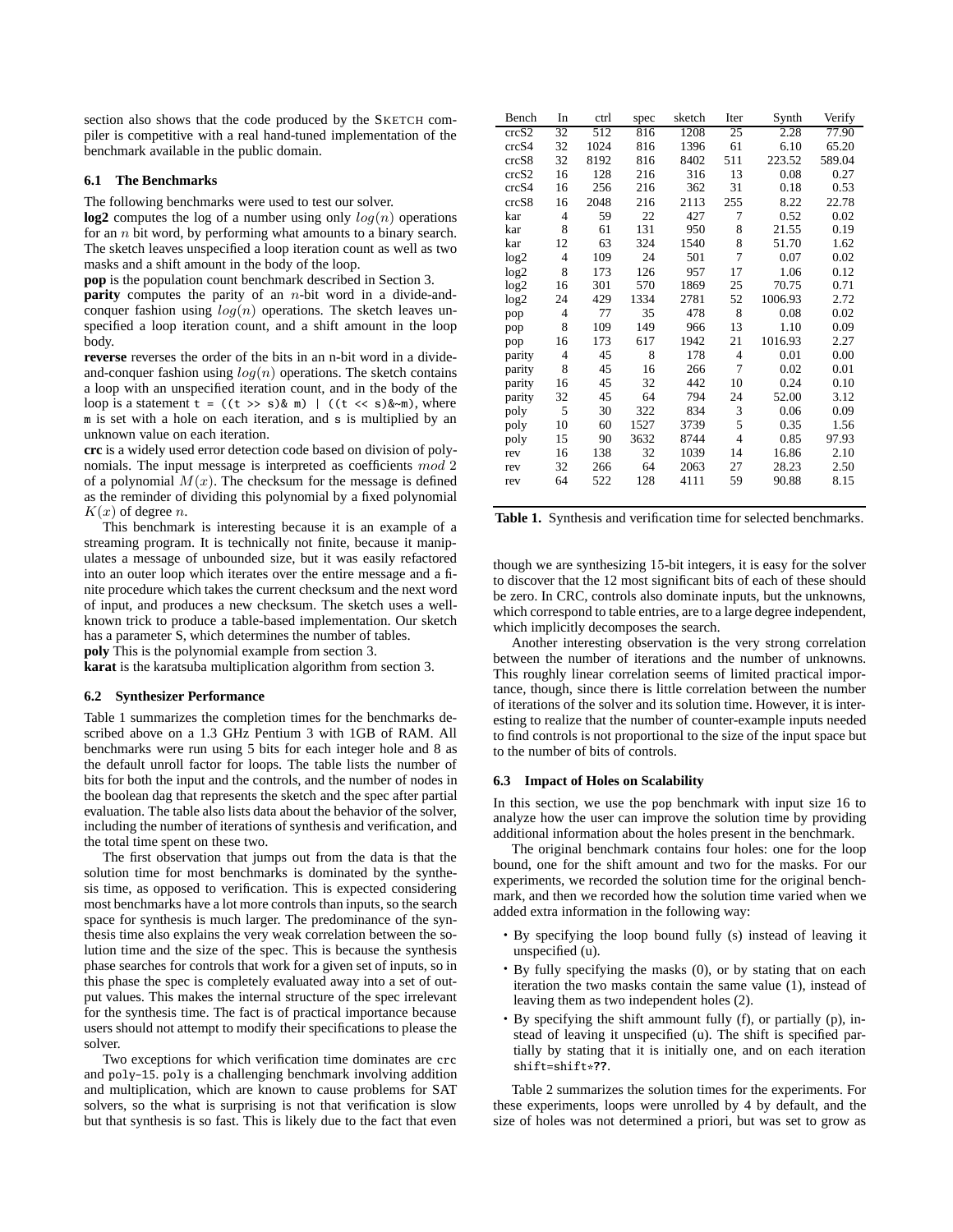section also shows that the code produced by the SKETCH compiler is competitive with a real hand-tuned implementation of the benchmark available in the public domain.

### 6.1 The Benchmarks

The following benchmarks were used to test our solver.

**log2** computes the log of a number using only $log(n)$ operations for an $n$ bit word, by performing what amounts to a binary search. The sketch leaves unspecified a loop iteration count as well as two masks and a shift amount in the body of the loop.

**pop** is the population count benchmark described in Section 3.

**parity** computes the parity of an $n$-bit word in a divide-and-conquer fashion using $log(n)$ operations. The sketch leaves unspecified a loop iteration count, and a shift amount in the loop body.

**reverse** reverses the order of the bits in an n-bit word in a divide-and-conquer fashion using $log(n)$ operations. The sketch contains a loop with an unspecified iteration count, and in the body of the loop is a statement `t = ((t >> s)& m) | ((t << s)&~m)`, where `m` is set with a hole on each iteration, and `s` is multiplied by an unknown value on each iteration.

**crc** is a widely used error detection code based on division of polynomials. The input message is interpreted as coefficients $mod\ 2$ of a polynomial $M(x)$. The checksum for the message is defined as the reminder of dividing this polynomial by a fixed polynomial $K(x)$ of degree $n$.

This benchmark is interesting because it is an example of a streaming program. It is technically not finite, because it manipulates a message of unbounded size, but it was easily refactored into an outer loop which iterates over the entire message and a finite procedure which takes the current checksum and the next word of input, and produces a new checksum. The sketch uses a well-known trick to produce a table-based implementation. Our sketch has a parameter S, which determines the number of tables.

**poly** This is the polynomial example from section 3.

**karat** is the karatsuba multiplication algorithm from section 3.

### 6.2 Synthesizer Performance

Table 1 summarizes the completion times for the benchmarks described above on a 1.3 GHz Pentium 3 with 1GB of RAM. All benchmarks were run using 5 bits for each integer hole and 8 as the default unroll factor for loops. The table lists the number of bits for both the input and the controls, and the number of nodes in the boolean dag that represents the sketch and the spec after partial evaluation. The table also lists data about the behavior of the solver, including the number of iterations of synthesis and verification, and the total time spent on these two.

The first observation that jumps out from the data is that the solution time for most benchmarks is dominated by the synthesis time, as opposed to verification. This is expected considering most benchmarks have a lot more controls than inputs, so the search space for synthesis is much larger. The predominance of the synthesis time also explains the very weak correlation between the solution time and the size of the spec. This is because the synthesis phase searches for controls that work for a given set of inputs, so in this phase the spec is completely evaluated away into a set of output values. This makes the internal structure of the spec irrelevant for the synthesis time. The fact is of practical importance because users should not attempt to modify their specifications to please the solver.

Two exceptions for which verification time dominates are `crc` and `poly-15`. `poly` is a challenging benchmark involving addition and multiplication, which are known to cause problems for SAT solvers, so the what is surprising is not that verification is slow but that synthesis is so fast. This is likely due to the fact that even

| Bench | In | ctrl | spec | sketch | Iter | Synth | Verify |
|---|---|---|---|---|---|---|---|
| crcS2 | 32 | 512 | 816 | 1208 | 25 | 2.28 | 77.90 |
| crcS4 | 32 | 1024 | 816 | 1396 | 61 | 6.10 | 65.20 |
| crcS8 | 32 | 8192 | 816 | 8402 | 511 | 223.52 | 589.04 |
| crcS2 | 16 | 128 | 216 | 316 | 13 | 0.08 | 0.27 |
| crcS4 | 16 | 256 | 216 | 362 | 31 | 0.18 | 0.53 |
| crcS8 | 16 | 2048 | 216 | 2113 | 255 | 8.22 | 22.78 |
| kar | 4 | 59 | 22 | 427 | 7 | 0.52 | 0.02 |
| kar | 8 | 61 | 131 | 950 | 8 | 21.55 | 0.19 |
| kar | 12 | 63 | 324 | 1540 | 8 | 51.70 | 1.62 |
| log2 | 4 | 109 | 24 | 501 | 7 | 0.07 | 0.02 |
| log2 | 8 | 173 | 126 | 957 | 17 | 1.06 | 0.12 |
| log2 | 16 | 301 | 570 | 1869 | 25 | 70.75 | 0.71 |
| log2 | 24 | 429 | 1334 | 2781 | 52 | 1006.93 | 2.72 |
| pop | 4 | 77 | 35 | 478 | 8 | 0.08 | 0.02 |
| pop | 8 | 109 | 149 | 966 | 13 | 1.10 | 0.09 |
| pop | 16 | 173 | 617 | 1942 | 21 | 1016.93 | 2.27 |
| parity | 4 | 45 | 8 | 178 | 4 | 0.01 | 0.00 |
| parity | 8 | 45 | 16 | 266 | 7 | 0.02 | 0.01 |
| parity | 16 | 45 | 32 | 442 | 10 | 0.24 | 0.10 |
| parity | 32 | 45 | 64 | 794 | 24 | 52.00 | 3.12 |
| poly | 5 | 30 | 322 | 834 | 3 | 0.06 | 0.09 |
| poly | 10 | 60 | 1527 | 3739 | 5 | 0.35 | 1.56 |
| poly | 15 | 90 | 3632 | 8744 | 4 | 0.85 | 97.93 |
| rev | 16 | 138 | 32 | 1039 | 14 | 16.86 | 2.10 |
| rev | 32 | 266 | 64 | 2063 | 27 | 28.23 | 2.50 |
| rev | 64 | 522 | 128 | 4111 | 59 | 90.88 | 8.15 |

**Table 1.** Synthesis and verification time for selected benchmarks.

though we are synthesizing 15-bit integers, it is easy for the solver to discover that the 12 most significant bits of each of these should be zero. In CRC, controls also dominate inputs, but the unknowns, which correspond to table entries, are to a large degree independent, which implicitly decomposes the search.

Another interesting observation is the very strong correlation between the number of iterations and the number of unknowns. This roughly linear correlation seems of limited practical importance, though, since there is little correlation between the number of iterations of the solver and its solution time. However, it is interesting to realize that the number of counter-example inputs needed to find controls is not proportional to the size of the input space but to the number of bits of controls.

### 6.3 Impact of Holes on Scalability

In this section, we use the `pop` benchmark with input size 16 to analyze how the user can improve the solution time by providing additional information about the holes present in the benchmark.

The original benchmark contains four holes: one for the loop bound, one for the shift amount and two for the masks. For our experiments, we recorded the solution time for the original benchmark, and then we recorded how the solution time varied when we added extra information in the following way:

- By specifying the loop bound fully (s) instead of leaving it unspecified (u).
- By fully specifying the masks (0), or by stating that on each iteration the two masks contain the same value (1), instead of leaving them as two independent holes (2).
- By specifying the shift ammount fully (f), or partially (p), instead of leaving it unspecified (u). The shift is specified partially by stating that it is initially one, and on each iteration `shift=shift*??`.

Table 2 summarizes the solution times for the experiments. For these experiments, loops were unrolled by 4 by default, and the size of holes was not determined a priori, but was set to grow as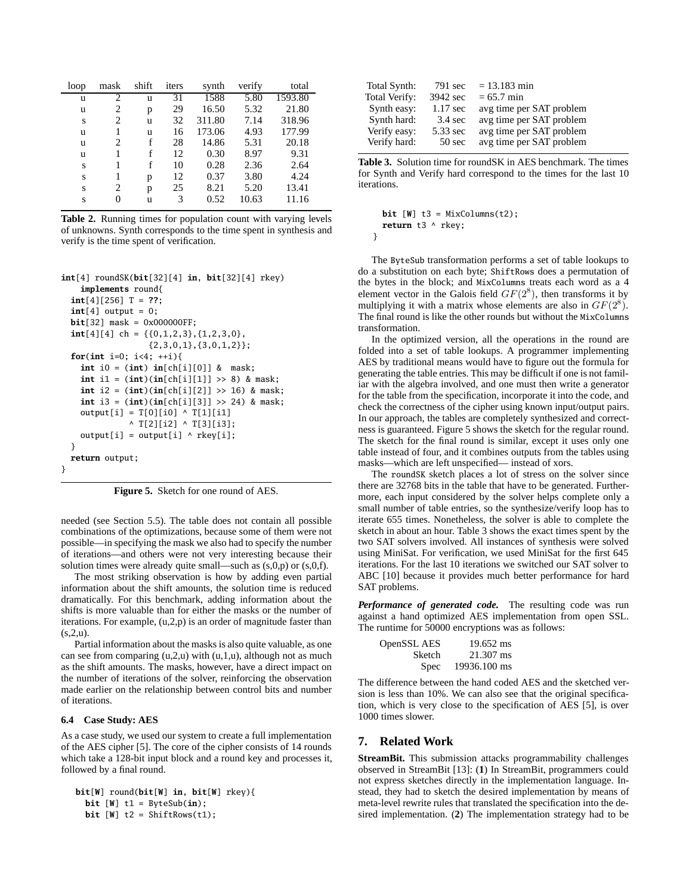| loop | mask | shift | iters | synth | verify | total |
|---|---|---|---|---|---|---|
| u | 2 | u | 31 | 1588 | 5.80 | 1593.80 |
| u | 2 | p | 29 | 16.50 | 5.32 | 21.80 |
| s | 2 | u | 32 | 311.80 | 7.14 | 318.96 |
| u | 1 | u | 16 | 173.06 | 4.93 | 177.99 |
| u | 2 | f | 28 | 14.86 | 5.31 | 20.18 |
| u | 1 | f | 12 | 0.30 | 8.97 | 9.31 |
| s | 1 | f | 10 | 0.28 | 2.36 | 2.64 |
| s | 1 | p | 12 | 0.37 | 3.80 | 4.24 |
| s | 2 | p | 25 | 8.21 | 5.20 | 13.41 |
| s | 0 | u | 3 | 0.52 | 10.63 | 11.16 |

**Table 2.** Running times for population count with varying levels of unknowns. Synth corresponds to the time spent in synthesis and verify is the time spent of verification.

```
int[4] roundSK(bit[32][4] in, bit[32][4] rkey)
    implements round{
  int[4][256] T = ??;
  int[4] output = 0;
  bit[32] mask = 0x000000FF;
  int[4][4] ch = {{0,1,2,3},{1,2,3,0},
                  {2,3,0,1},{3,0,1,2}};
  for(int i=0; i<4; ++i){
    int i0 = (int) in[ch[i][0]] &  mask;
    int i1 = (int)(in[ch[i][1]] >> 8) & mask;
    int i2 = (int)(in[ch[i][2]] >> 16) & mask;
    int i3 = (int)(in[ch[i][3]] >> 24) & mask;
    output[i] = T[0][i0] ^ T[1][i1]
              ^ T[2][i2] ^ T[3][i3];
    output[i] = output[i] ^ rkey[i];
  }
  return output;
}
```

**Figure 5.** Sketch for one round of AES.

needed (see Section 5.5). The table does not contain all possible combinations of the optimizations, because some of them were not possible—in specifying the mask we also had to specify the number of iterations—and others were not very interesting because their solution times were already quite small—such as (s,0,p) or (s,0,f).

The most striking observation is how by adding even partial information about the shift amounts, the solution time is reduced dramatically. For this benchmark, adding information about the shifts is more valuable than for either the masks or the number of iterations. For example, (u,2,p) is an order of magnitude faster than (s,2,u).

Partial information about the masks is also quite valuable, as one can see from comparing (u,2,u) with (u,1,u), although not as much as the shift amounts. The masks, however, have a direct impact on the number of iterations of the solver, reinforcing the observation made earlier on the relationship between control bits and number of iterations.

### 6.4 Case Study: AES

As a case study, we used our system to create a full implementation of the AES cipher [5]. The core of the cipher consists of 14 rounds which take a 128-bit input block and a round key and processes it, followed by a final round.

```
bit[W] round(bit[W] in, bit[W] rkey){
  bit [W] t1 = ByteSub(in);
  bit [W] t2 = ShiftRows(t1);
  bit [W] t3 = MixColumns(t2);
  return t3 ^ rkey;
}
```

| | | |
|---|---|---|
| Total Synth: | 791 sec | = 13.183 min |
| Total Verify: | 3942 sec | = 65.7 min |
| Synth easy: | 1.17 sec | avg time per SAT problem |
| Synth hard: | 3.4 sec | avg time per SAT problem |
| Verify easy: | 5.33 sec | avg time per SAT problem |
| Verify hard: | 50 sec | avg time per SAT problem |

**Table 3.** Solution time for roundSK in AES benchmark. The times for Synth and Verify hard correspond to the times for the last 10 iterations.

The ByteSub transformation performs a set of table lookups to do a substitution on each byte; ShiftRows does a permutation of the bytes in the block; and MixColumns treats each word as a 4 element vector in the Galois field $GF(2^8)$, then transforms it by multiplying it with a matrix whose elements are also in $GF(2^8)$. The final round is like the other rounds but without the MixColumns transformation.

In the optimized version, all the operations in the round are folded into a set of table lookups. A programmer implementing AES by traditional means would have to figure out the formula for generating the table entries. This may be difficult if one is not familiar with the algebra involved, and one must then write a generator for the table from the specification, incorporate it into the code, and check the correctness of the cipher using known input/output pairs. In our approach, the tables are completely synthesized and correctness is guaranteed. Figure 5 shows the sketch for the regular round. The sketch for the final round is similar, except it uses only one table instead of four, and it combines outputs from the tables using masks—which are left unspecified— instead of xors.

The roundSK sketch places a lot of stress on the solver since there are 32768 bits in the table that have to be generated. Furthermore, each input considered by the solver helps complete only a small number of table entries, so the synthesize/verify loop has to iterate 655 times. Nonetheless, the solver is able to complete the sketch in about an hour. Table 3 shows the exact times spent by the two SAT solvers involved. All instances of synthesis were solved using MiniSat. For verification, we used MiniSat for the first 645 iterations. For the last 10 iterations we switched our SAT solver to ABC [10] because it provides much better performance for hard SAT problems.

***Performance of generated code.*** The resulting code was run against a hand optimized AES implementation from open SSL. The runtime for 50000 encryptions was as follows:

| | |
|---|---|
| OpenSSL AES | 19.652 ms |
| Sketch | 21.307 ms |
| Spec | 19936.100 ms |

The difference between the hand coded AES and the sketched version is less than 10%. We can also see that the original specification, which is very close to the specification of AES [5], is over 1000 times slower.

## 7. Related Work

**StreamBit.** This submission attacks programmability challenges observed in StreamBit [13]: (**1**) In StreamBit, programmers could not express sketches directly in the implementation language. Instead, they had to sketch the desired implementation by means of meta-level rewrite rules that translated the specification into the desired implementation. (**2**) The implementation strategy had to be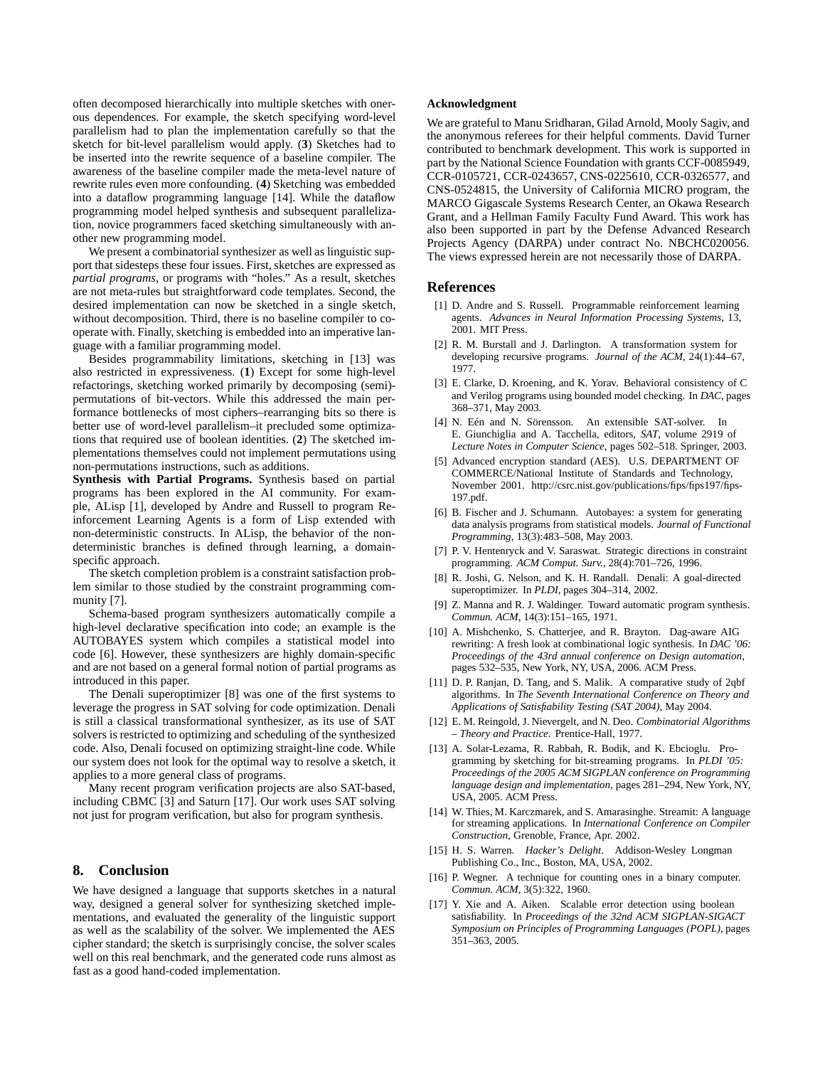often decomposed hierarchically into multiple sketches with onerous dependences. For example, the sketch specifying word-level parallelism had to plan the implementation carefully so that the sketch for bit-level parallelism would apply. (**3**) Sketches had to be inserted into the rewrite sequence of a baseline compiler. The awareness of the baseline compiler made the meta-level nature of rewrite rules even more confounding. (**4**) Sketching was embedded into a dataflow programming language [14]. While the dataflow programming model helped synthesis and subsequent parallelization, novice programmers faced sketching simultaneously with another new programming model.

We present a combinatorial synthesizer as well as linguistic support that sidesteps these four issues. First, sketches are expressed as *partial programs*, or programs with "holes." As a result, sketches are not meta-rules but straightforward code templates. Second, the desired implementation can now be sketched in a single sketch, without decomposition. Third, there is no baseline compiler to cooperate with. Finally, sketching is embedded into an imperative language with a familiar programming model.

Besides programmability limitations, sketching in [13] was also restricted in expressiveness. (**1**) Except for some high-level refactorings, sketching worked primarily by decomposing (semi)-permutations of bit-vectors. While this addressed the main performance bottlenecks of most ciphers–rearranging bits so there is better use of word-level parallelism–it precluded some optimizations that required use of boolean identities. (**2**) The sketched implementations themselves could not implement permutations using non-permutations instructions, such as additions.

**Synthesis with Partial Programs.** Synthesis based on partial programs has been explored in the AI community. For example, ALisp [1], developed by Andre and Russell to program Reinforcement Learning Agents is a form of Lisp extended with non-deterministic constructs. In ALisp, the behavior of the non-deterministic branches is defined through learning, a domain-specific approach.

The sketch completion problem is a constraint satisfaction problem similar to those studied by the constraint programming community [7].

Schema-based program synthesizers automatically compile a high-level declarative specification into code; an example is the AUTOBAYES system which compiles a statistical model into code [6]. However, these synthesizers are highly domain-specific and are not based on a general formal notion of partial programs as introduced in this paper.

The Denali superoptimizer [8] was one of the first systems to leverage the progress in SAT solving for code optimization. Denali is still a classical transformational synthesizer, as its use of SAT solvers is restricted to optimizing and scheduling of the synthesized code. Also, Denali focused on optimizing straight-line code. While our system does not look for the optimal way to resolve a sketch, it applies to a more general class of programs.

Many recent program verification projects are also SAT-based, including CBMC [3] and Saturn [17]. Our work uses SAT solving not just for program verification, but also for program synthesis.

## 8. Conclusion

We have designed a language that supports sketches in a natural way, designed a general solver for synthesizing sketched implementations, and evaluated the generality of the linguistic support as well as the scalability of the solver. We implemented the AES cipher standard; the sketch is surprisingly concise, the solver scales well on this real benchmark, and the generated code runs almost as fast as a good hand-coded implementation.

#### Acknowledgment

We are grateful to Manu Sridharan, Gilad Arnold, Mooly Sagiv, and the anonymous referees for their helpful comments. David Turner contributed to benchmark development. This work is supported in part by the National Science Foundation with grants CCF-0085949, CCR-0105721, CCR-0243657, CNS-0225610, CCR-0326577, and CNS-0524815, the University of California MICRO program, the MARCO Gigascale Systems Research Center, an Okawa Research Grant, and a Hellman Family Faculty Fund Award. This work has also been supported in part by the Defense Advanced Research Projects Agency (DARPA) under contract No. NBCHC020056. The views expressed herein are not necessarily those of DARPA.

## References

[1] D. Andre and S. Russell. Programmable reinforcement learning agents. *Advances in Neural Information Processing Systems*, 13, 2001. MIT Press.

[2] R. M. Burstall and J. Darlington. A transformation system for developing recursive programs. *Journal of the ACM*, 24(1):44–67, 1977.

[3] E. Clarke, D. Kroening, and K. Yorav. Behavioral consistency of C and Verilog programs using bounded model checking. In *DAC*, pages 368–371, May 2003.

[4] N. Eén and N. Sörensson. An extensible SAT-solver. In E. Giunchiglia and A. Tacchella, editors, *SAT*, volume 2919 of *Lecture Notes in Computer Science*, pages 502–518. Springer, 2003.

[5] Advanced encryption standard (AES). U.S. DEPARTMENT OF COMMERCE/National Institute of Standards and Technology, November 2001. http://csrc.nist.gov/publications/fips/fips197/fips-197.pdf.

[6] B. Fischer and J. Schumann. Autobayes: a system for generating data analysis programs from statistical models. *Journal of Functional Programming*, 13(3):483–508, May 2003.

[7] P. V. Hentenryck and V. Saraswat. Strategic directions in constraint programming. *ACM Comput. Surv.*, 28(4):701–726, 1996.

[8] R. Joshi, G. Nelson, and K. H. Randall. Denali: A goal-directed superoptimizer. In *PLDI*, pages 304–314, 2002.

[9] Z. Manna and R. J. Waldinger. Toward automatic program synthesis. *Commun. ACM*, 14(3):151–165, 1971.

[10] A. Mishchenko, S. Chatterjee, and R. Brayton. Dag-aware AIG rewriting: A fresh look at combinational logic synthesis. In *DAC '06: Proceedings of the 43rd annual conference on Design automation*, pages 532–535, New York, NY, USA, 2006. ACM Press.

[11] D. P. Ranjan, D. Tang, and S. Malik. A comparative study of 2qbf algorithms. In *The Seventh International Conference on Theory and Applications of Satisfiability Testing (SAT 2004)*, May 2004.

[12] E. M. Reingold, J. Nievergelt, and N. Deo. *Combinatorial Algorithms – Theory and Practice*. Prentice-Hall, 1977.

[13] A. Solar-Lezama, R. Rabbah, R. Bodik, and K. Ebcioglu. Programming by sketching for bit-streaming programs. In *PLDI '05: Proceedings of the 2005 ACM SIGPLAN conference on Programming language design and implementation*, pages 281–294, New York, NY, USA, 2005. ACM Press.

[14] W. Thies, M. Karczmarek, and S. Amarasinghe. Streamit: A language for streaming applications. In *International Conference on Compiler Construction*, Grenoble, France, Apr. 2002.

[15] H. S. Warren. *Hacker's Delight*. Addison-Wesley Longman Publishing Co., Inc., Boston, MA, USA, 2002.

[16] P. Wegner. A technique for counting ones in a binary computer. *Commun. ACM*, 3(5):322, 1960.

[17] Y. Xie and A. Aiken. Scalable error detection using boolean satisfiability. In *Proceedings of the 32nd ACM SIGPLAN-SIGACT Symposium on Principles of Programming Languages (POPL)*, pages 351–363, 2005.